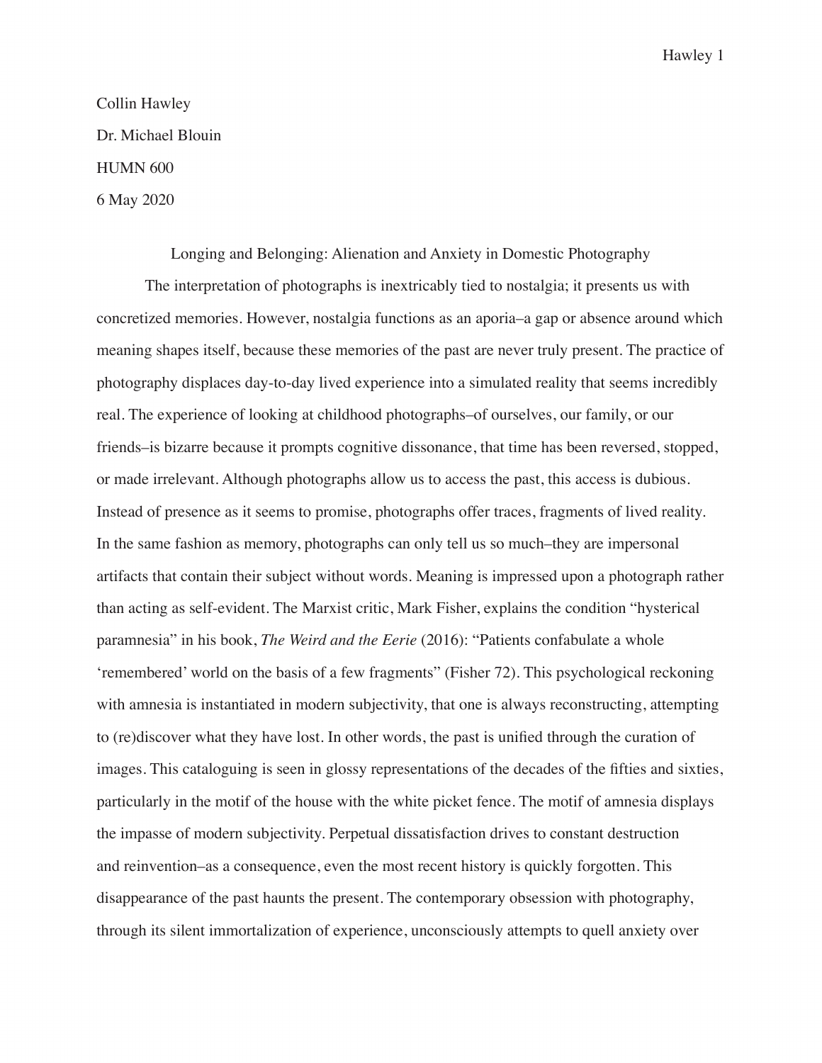Collin Hawley

Dr. Michael Blouin

HUMN 600

6 May 2020

# Longing and Belonging: Alienation and Anxiety in Domestic Photography

The interpretation of photographs is inextricably tied to nostalgia; it presents us with concretized memories. However, nostalgia functions as an aporia–a gap or absence around which meaning shapes itself, because these memories of the past are never truly present. The practice of photography displaces day-to-day lived experience into a simulated reality that seems incredibly real. The experience of looking at childhood photographs–of ourselves, our family, or our friends–is bizarre because it prompts cognitive dissonance, that time has been reversed, stopped, or made irrelevant. Although photographs allow us to access the past, this access is dubious. Instead of presence as it seems to promise, photographs offer traces, fragments of lived reality. In the same fashion as memory, photographs can only tell us so much–they are impersonal artifacts that contain their subject without words. Meaning is impressed upon a photograph rather than acting as self-evident. The Marxist critic, Mark Fisher, explains the condition "hysterical paramnesia" in his book, *The Weird and the Eerie* (2016): "Patients confabulate a whole 'remembered' world on the basis of a few fragments" (Fisher 72). This psychological reckoning with amnesia is instantiated in modern subjectivity, that one is always reconstructing, attempting to (re)discover what they have lost. In other words, the past is unified through the curation of images. This cataloguing is seen in glossy representations of the decades of the fifties and sixties, particularly in the motif of the house with the white picket fence. The motif of amnesia displays the impasse of modern subjectivity. Perpetual dissatisfaction drives to constant destruction and reinvention–as a consequence, even the most recent history is quickly forgotten. This disappearance of the past haunts the present. The contemporary obsession with photography, through its silent immortalization of experience, unconsciously attempts to quell anxiety over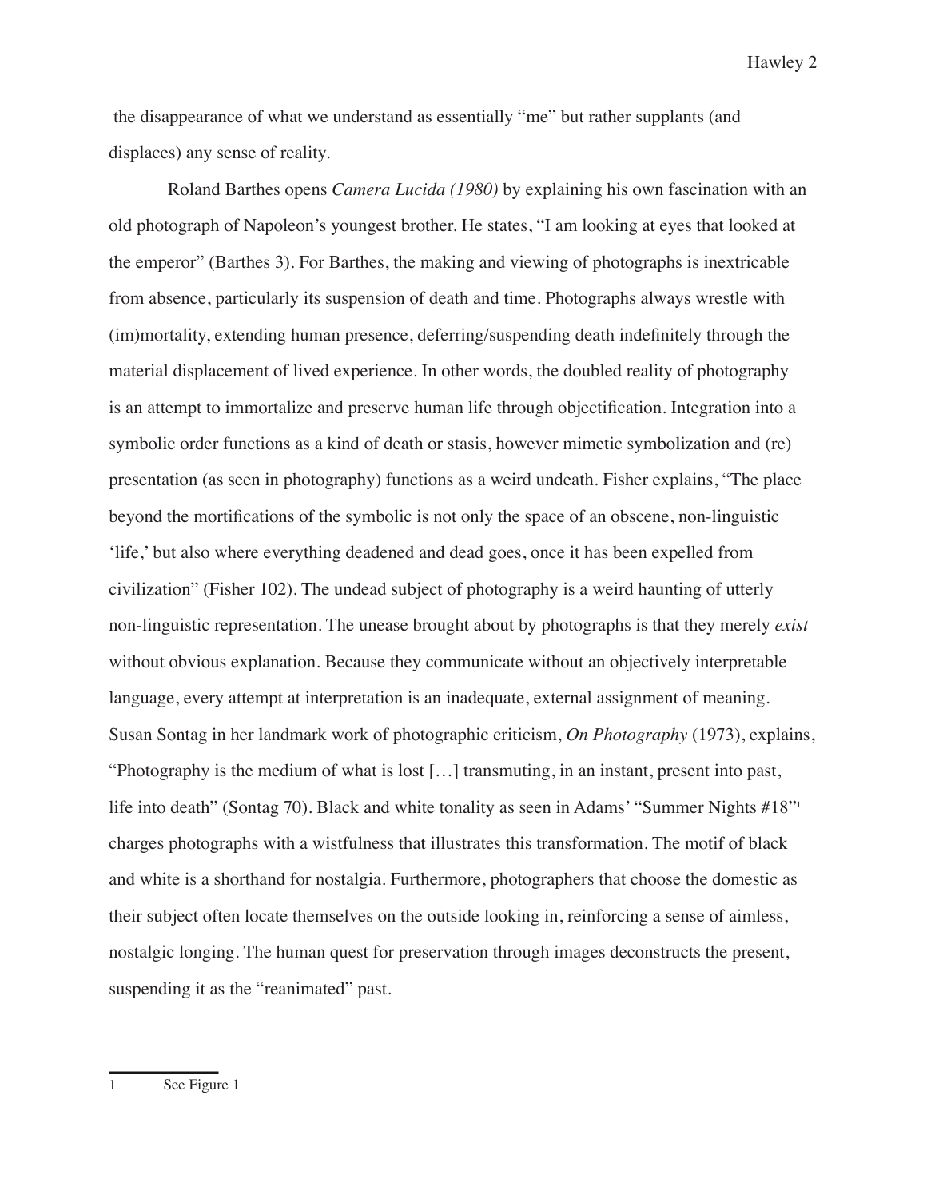the disappearance of what we understand as essentially "me" but rather supplants (and displaces) any sense of reality.

Roland Barthes opens *Camera Lucida (1980)* by explaining his own fascination with an old photograph of Napoleon's youngest brother. He states, "I am looking at eyes that looked at the emperor" (Barthes 3). For Barthes, the making and viewing of photographs is inextricable from absence, particularly its suspension of death and time. Photographs always wrestle with (im)mortality, extending human presence, deferring/suspending death indefinitely through the material displacement of lived experience. In other words, the doubled reality of photography is an attempt to immortalize and preserve human life through objectification. Integration into a symbolic order functions as a kind of death or stasis, however mimetic symbolization and (re) presentation (as seen in photography) functions as a weird undeath. Fisher explains, "The place beyond the mortifications of the symbolic is not only the space of an obscene, non-linguistic 'life,' but also where everything deadened and dead goes, once it has been expelled from civilization" (Fisher 102). The undead subject of photography is a weird haunting of utterly non-linguistic representation. The unease brought about by photographs is that they merely *exist* without obvious explanation. Because they communicate without an objectively interpretable language, every attempt at interpretation is an inadequate, external assignment of meaning. Susan Sontag in her landmark work of photographic criticism, *On Photography* (1973), explains, "Photography is the medium of what is lost […] transmuting, in an instant, present into past, life into death" (Sontag 70). Black and white tonality as seen in Adams' "Summer Nights #18"[1] charges photographs with a wistfulness that illustrates this transformation. The motif of black and white is a shorthand for nostalgia. Furthermore, photographers that choose the domestic as their subject often locate themselves on the outside looking in, reinforcing a sense of aimless, nostalgic longing. The human quest for preservation through images deconstructs the present, suspending it as the "reanimated" past.

---

1 See Figure 1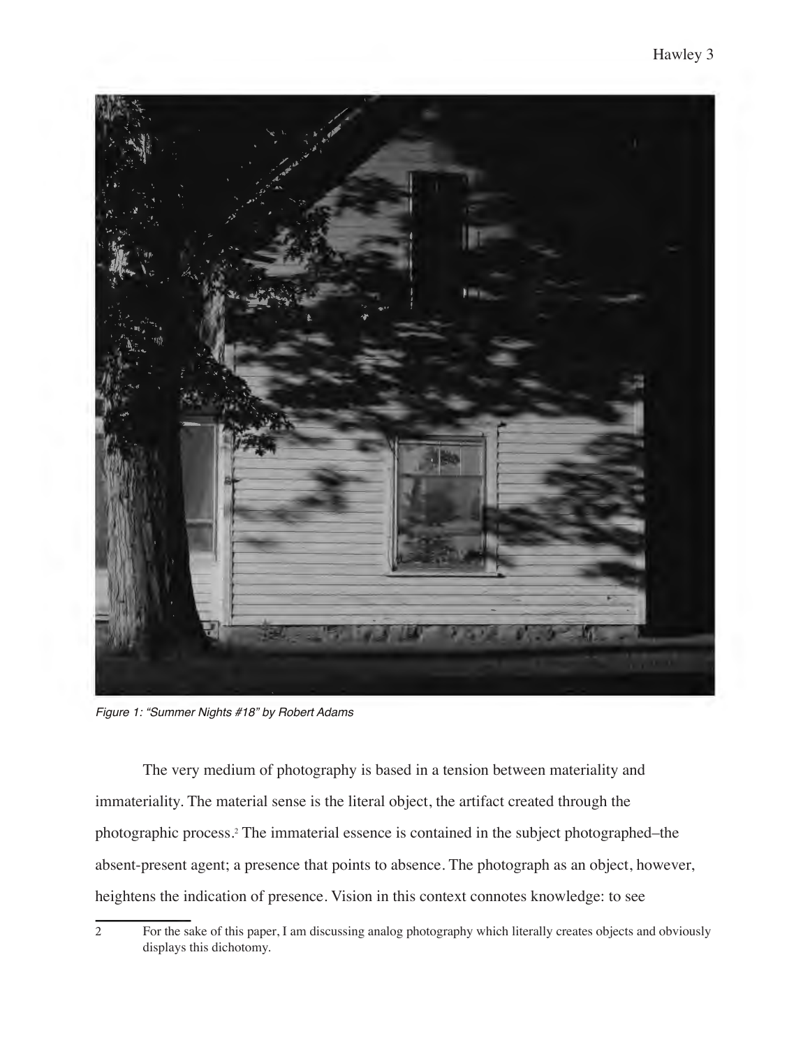*Figure 1: "Summer Nights #18" by Robert Adams*

The very medium of photography is based in a tension between materiality and immateriality. The material sense is the literal object, the artifact created through the photographic process.[2] The immaterial essence is contained in the subject photographed–the absent-present agent; a presence that points to absence. The photograph as an object, however, heightens the indication of presence. Vision in this context connotes knowledge: to see

2 For the sake of this paper, I am discussing analog photography which literally creates objects and obviously displays this dichotomy.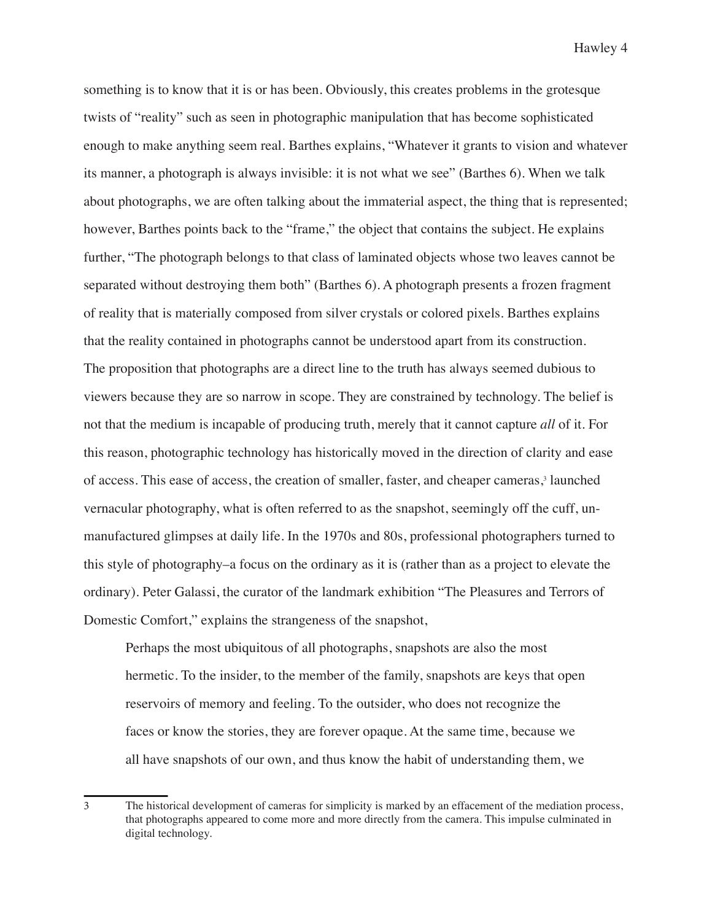something is to know that it is or has been. Obviously, this creates problems in the grotesque twists of "reality" such as seen in photographic manipulation that has become sophisticated enough to make anything seem real. Barthes explains, "Whatever it grants to vision and whatever its manner, a photograph is always invisible: it is not what we see" (Barthes 6). When we talk about photographs, we are often talking about the immaterial aspect, the thing that is represented; however, Barthes points back to the "frame," the object that contains the subject. He explains further, "The photograph belongs to that class of laminated objects whose two leaves cannot be separated without destroying them both" (Barthes 6). A photograph presents a frozen fragment of reality that is materially composed from silver crystals or colored pixels. Barthes explains that the reality contained in photographs cannot be understood apart from its construction.

The proposition that photographs are a direct line to the truth has always seemed dubious to viewers because they are so narrow in scope. They are constrained by technology. The belief is not that the medium is incapable of producing truth, merely that it cannot capture *all* of it. For this reason, photographic technology has historically moved in the direction of clarity and ease of access. This ease of access, the creation of smaller, faster, and cheaper cameras,[3] launched vernacular photography, what is often referred to as the snapshot, seemingly off the cuff, un-manufactured glimpses at daily life. In the 1970s and 80s, professional photographers turned to this style of photography–a focus on the ordinary as it is (rather than as a project to elevate the ordinary). Peter Galassi, the curator of the landmark exhibition "The Pleasures and Terrors of Domestic Comfort," explains the strangeness of the snapshot,

> Perhaps the most ubiquitous of all photographs, snapshots are also the most hermetic. To the insider, to the member of the family, snapshots are keys that open reservoirs of memory and feeling. To the outsider, who does not recognize the faces or know the stories, they are forever opaque. At the same time, because we all have snapshots of our own, and thus know the habit of understanding them, we

---

[3] The historical development of cameras for simplicity is marked by an effacement of the mediation process, that photographs appeared to come more and more directly from the camera. This impulse culminated in digital technology.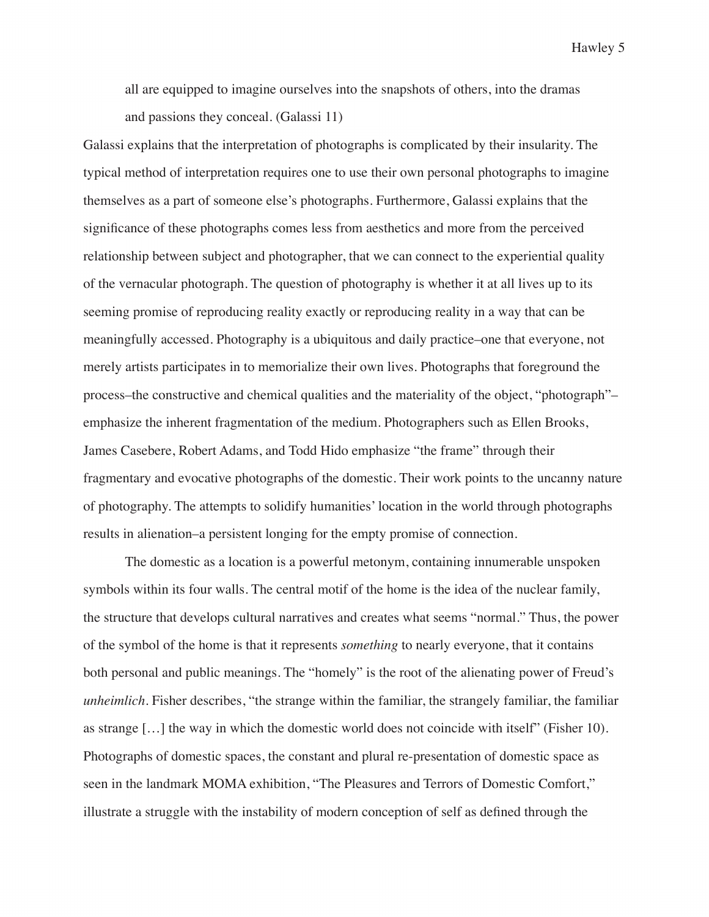> all are equipped to imagine ourselves into the snapshots of others, into the dramas and passions they conceal. (Galassi 11)

Galassi explains that the interpretation of photographs is complicated by their insularity. The typical method of interpretation requires one to use their own personal photographs to imagine themselves as a part of someone else's photographs. Furthermore, Galassi explains that the significance of these photographs comes less from aesthetics and more from the perceived relationship between subject and photographer, that we can connect to the experiential quality of the vernacular photograph. The question of photography is whether it at all lives up to its seeming promise of reproducing reality exactly or reproducing reality in a way that can be meaningfully accessed. Photography is a ubiquitous and daily practice–one that everyone, not merely artists participates in to memorialize their own lives. Photographs that foreground the process–the constructive and chemical qualities and the materiality of the object, "photograph"–emphasize the inherent fragmentation of the medium. Photographers such as Ellen Brooks, James Casebere, Robert Adams, and Todd Hido emphasize "the frame" through their fragmentary and evocative photographs of the domestic. Their work points to the uncanny nature of photography. The attempts to solidify humanities' location in the world through photographs results in alienation–a persistent longing for the empty promise of connection.

The domestic as a location is a powerful metonym, containing innumerable unspoken symbols within its four walls. The central motif of the home is the idea of the nuclear family, the structure that develops cultural narratives and creates what seems "normal." Thus, the power of the symbol of the home is that it represents *something* to nearly everyone, that it contains both personal and public meanings. The "homely" is the root of the alienating power of Freud's *unheimlich*. Fisher describes, "the strange within the familiar, the strangely familiar, the familiar as strange […] the way in which the domestic world does not coincide with itself" (Fisher 10). Photographs of domestic spaces, the constant and plural re-presentation of domestic space as seen in the landmark MOMA exhibition, "The Pleasures and Terrors of Domestic Comfort," illustrate a struggle with the instability of modern conception of self as defined through the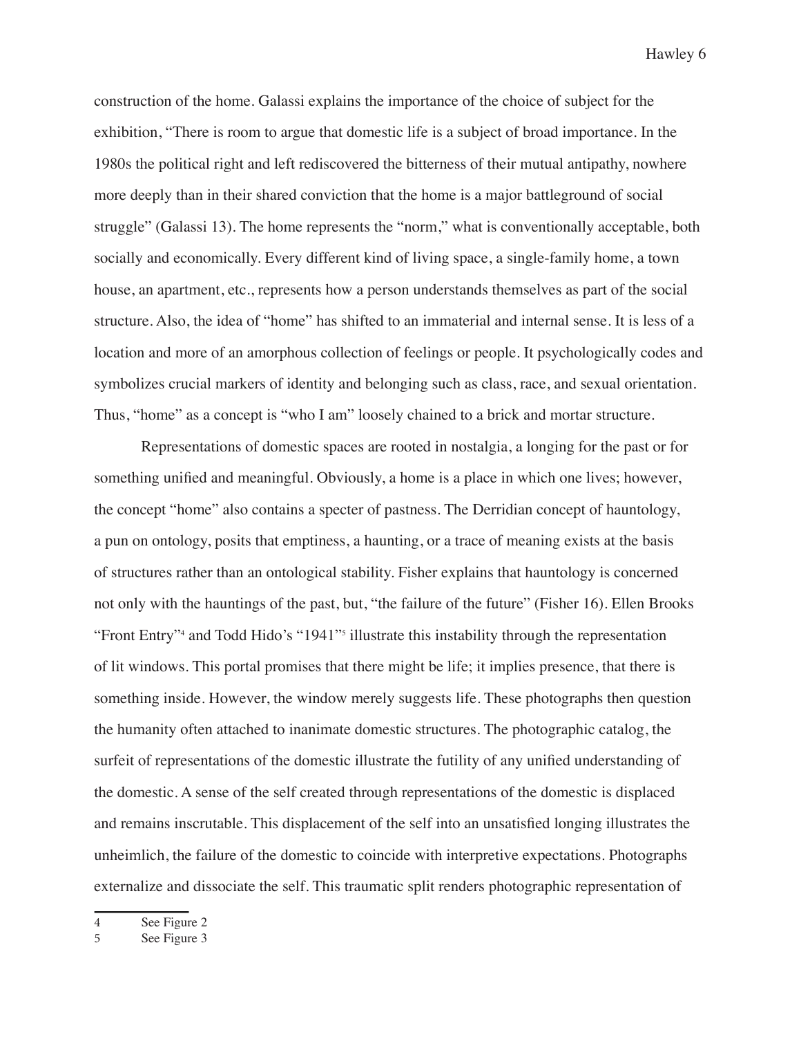construction of the home. Galassi explains the importance of the choice of subject for the exhibition, "There is room to argue that domestic life is a subject of broad importance. In the 1980s the political right and left rediscovered the bitterness of their mutual antipathy, nowhere more deeply than in their shared conviction that the home is a major battleground of social struggle" (Galassi 13). The home represents the "norm," what is conventionally acceptable, both socially and economically. Every different kind of living space, a single-family home, a town house, an apartment, etc., represents how a person understands themselves as part of the social structure. Also, the idea of "home" has shifted to an immaterial and internal sense. It is less of a location and more of an amorphous collection of feelings or people. It psychologically codes and symbolizes crucial markers of identity and belonging such as class, race, and sexual orientation. Thus, "home" as a concept is "who I am" loosely chained to a brick and mortar structure.

Representations of domestic spaces are rooted in nostalgia, a longing for the past or for something unified and meaningful. Obviously, a home is a place in which one lives; however, the concept "home" also contains a specter of pastness. The Derridian concept of hauntology, a pun on ontology, posits that emptiness, a haunting, or a trace of meaning exists at the basis of structures rather than an ontological stability. Fisher explains that hauntology is concerned not only with the hauntings of the past, but, "the failure of the future" (Fisher 16). Ellen Brooks "Front Entry"[4] and Todd Hido's "1941"[5] illustrate this instability through the representation of lit windows. This portal promises that there might be life; it implies presence, that there is something inside. However, the window merely suggests life. These photographs then question the humanity often attached to inanimate domestic structures. The photographic catalog, the surfeit of representations of the domestic illustrate the futility of any unified understanding of the domestic. A sense of the self created through representations of the domestic is displaced and remains inscrutable. This displacement of the self into an unsatisfied longing illustrates the unheimlich, the failure of the domestic to coincide with interpretive expectations. Photographs externalize and dissociate the self. This traumatic split renders photographic representation of

---

4 See Figure 2

5 See Figure 3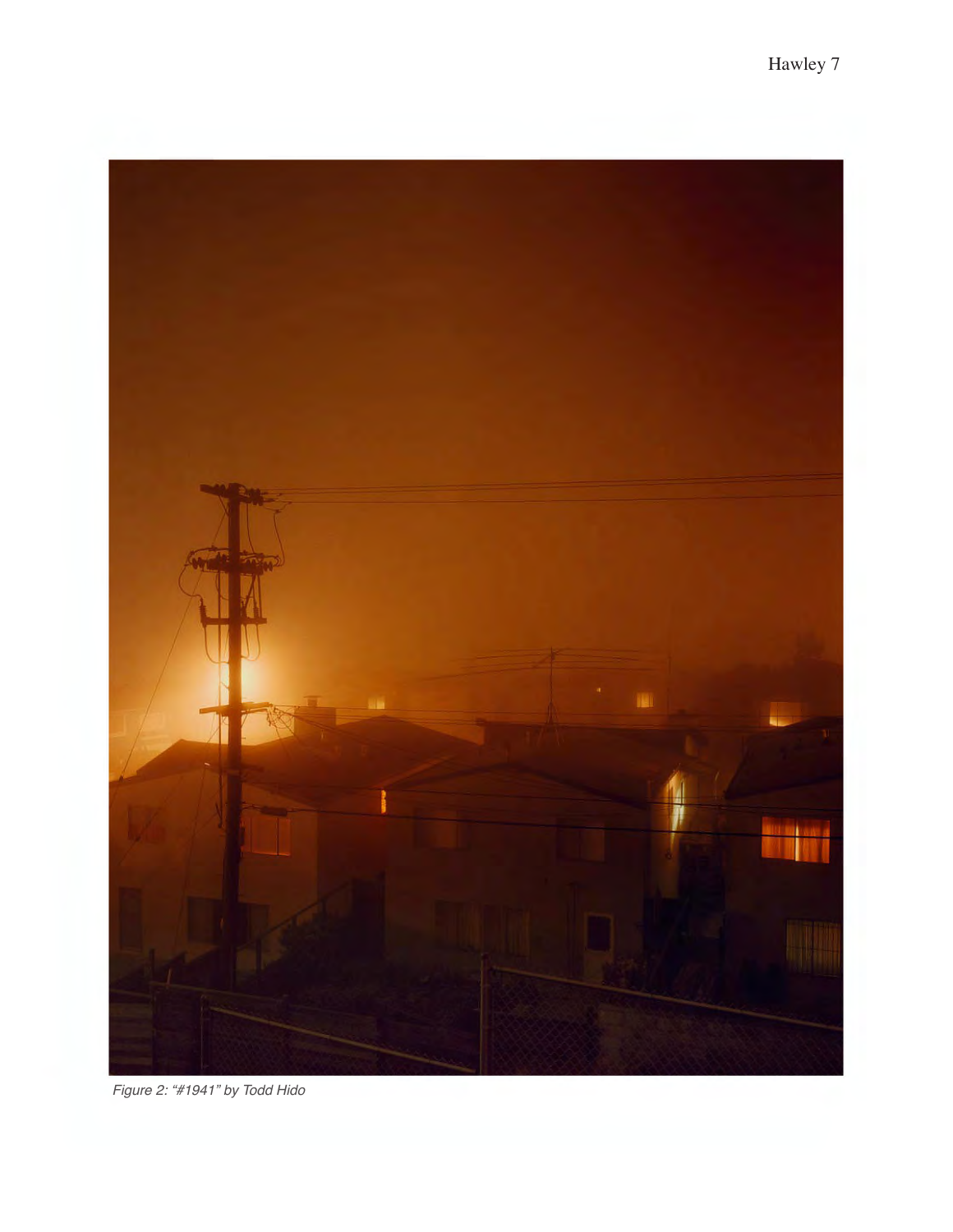*Figure 2: "#1941" by Todd Hido*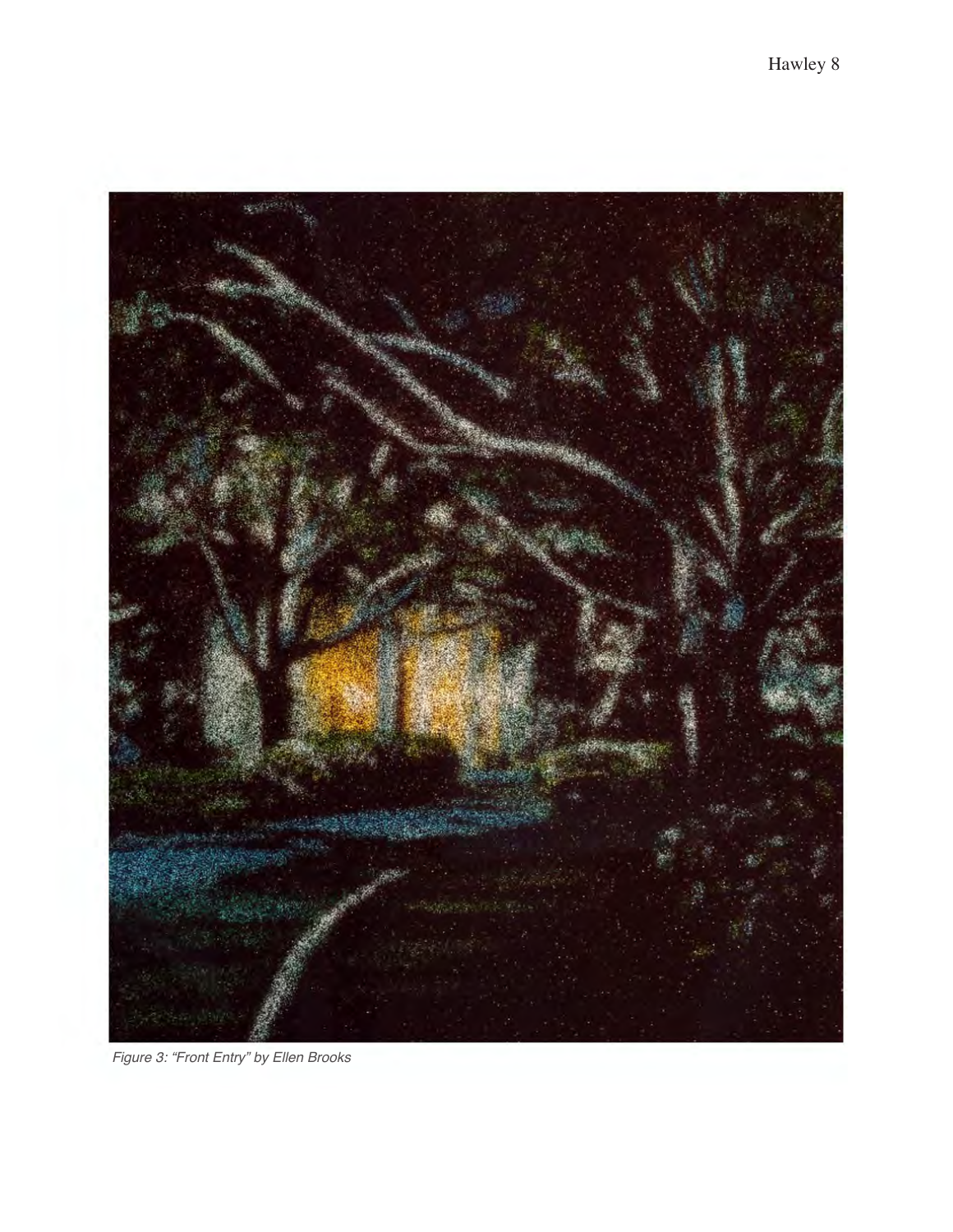*Figure 3: "Front Entry" by Ellen Brooks*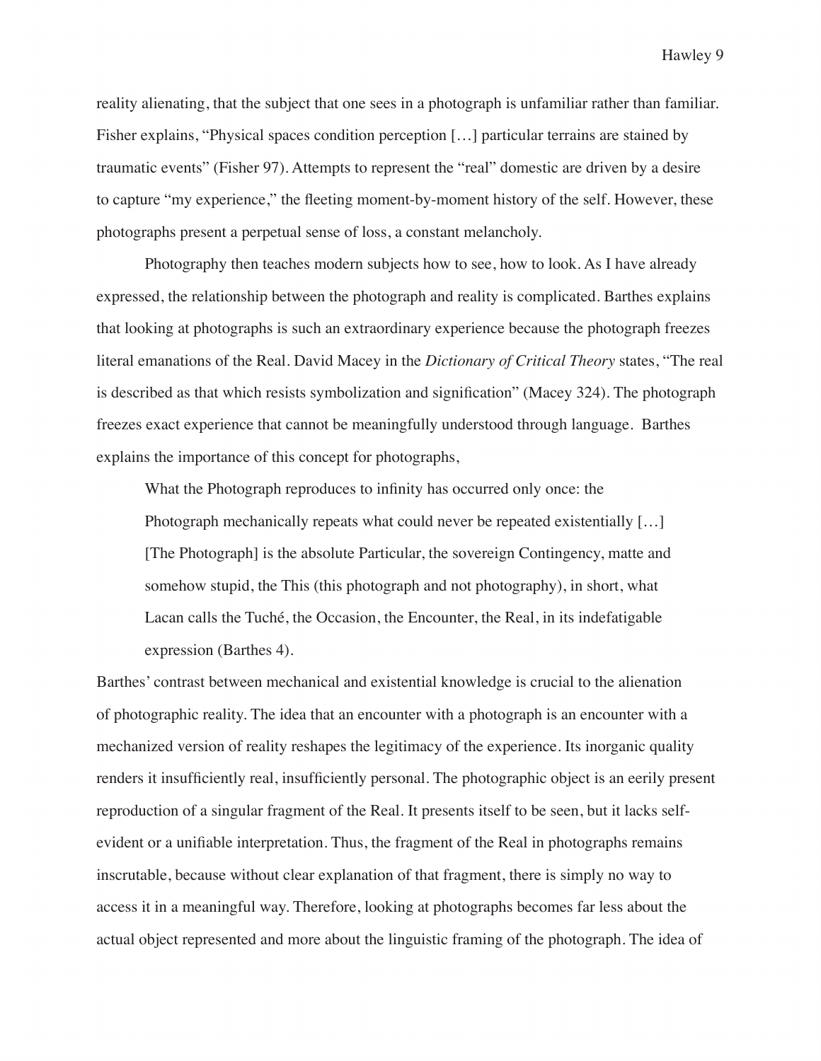reality alienating, that the subject that one sees in a photograph is unfamiliar rather than familiar. Fisher explains, "Physical spaces condition perception […] particular terrains are stained by traumatic events" (Fisher 97). Attempts to represent the "real" domestic are driven by a desire to capture "my experience," the fleeting moment-by-moment history of the self. However, these photographs present a perpetual sense of loss, a constant melancholy.

Photography then teaches modern subjects how to see, how to look. As I have already expressed, the relationship between the photograph and reality is complicated. Barthes explains that looking at photographs is such an extraordinary experience because the photograph freezes literal emanations of the Real. David Macey in the *Dictionary of Critical Theory* states, "The real is described as that which resists symbolization and signification" (Macey 324). The photograph freezes exact experience that cannot be meaningfully understood through language. Barthes explains the importance of this concept for photographs,

> What the Photograph reproduces to infinity has occurred only once: the Photograph mechanically repeats what could never be repeated existentially […] [The Photograph] is the absolute Particular, the sovereign Contingency, matte and somehow stupid, the This (this photograph and not photography), in short, what Lacan calls the Tuché, the Occasion, the Encounter, the Real, in its indefatigable expression (Barthes 4).

Barthes' contrast between mechanical and existential knowledge is crucial to the alienation of photographic reality. The idea that an encounter with a photograph is an encounter with a mechanized version of reality reshapes the legitimacy of the experience. Its inorganic quality renders it insufficiently real, insufficiently personal. The photographic object is an eerily present reproduction of a singular fragment of the Real. It presents itself to be seen, but it lacks self-evident or a unifiable interpretation. Thus, the fragment of the Real in photographs remains inscrutable, because without clear explanation of that fragment, there is simply no way to access it in a meaningful way. Therefore, looking at photographs becomes far less about the actual object represented and more about the linguistic framing of the photograph. The idea of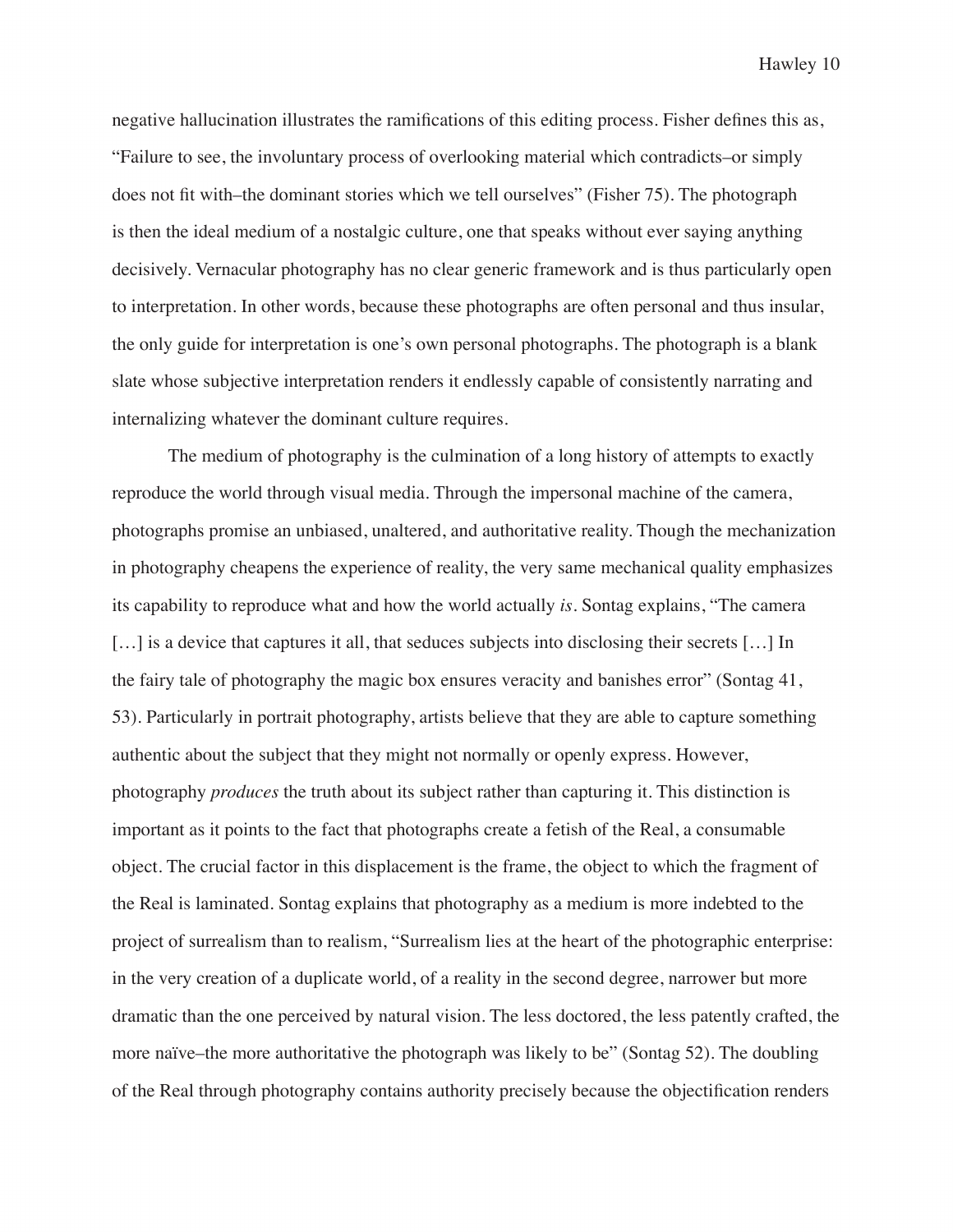negative hallucination illustrates the ramifications of this editing process. Fisher defines this as, "Failure to see, the involuntary process of overlooking material which contradicts–or simply does not fit with–the dominant stories which we tell ourselves" (Fisher 75). The photograph is then the ideal medium of a nostalgic culture, one that speaks without ever saying anything decisively. Vernacular photography has no clear generic framework and is thus particularly open to interpretation. In other words, because these photographs are often personal and thus insular, the only guide for interpretation is one's own personal photographs. The photograph is a blank slate whose subjective interpretation renders it endlessly capable of consistently narrating and internalizing whatever the dominant culture requires.

The medium of photography is the culmination of a long history of attempts to exactly reproduce the world through visual media. Through the impersonal machine of the camera, photographs promise an unbiased, unaltered, and authoritative reality. Though the mechanization in photography cheapens the experience of reality, the very same mechanical quality emphasizes its capability to reproduce what and how the world actually *is*. Sontag explains, "The camera […] is a device that captures it all, that seduces subjects into disclosing their secrets […] In the fairy tale of photography the magic box ensures veracity and banishes error" (Sontag 41, 53). Particularly in portrait photography, artists believe that they are able to capture something authentic about the subject that they might not normally or openly express. However, photography *produces* the truth about its subject rather than capturing it. This distinction is important as it points to the fact that photographs create a fetish of the Real, a consumable object. The crucial factor in this displacement is the frame, the object to which the fragment of the Real is laminated. Sontag explains that photography as a medium is more indebted to the project of surrealism than to realism, "Surrealism lies at the heart of the photographic enterprise: in the very creation of a duplicate world, of a reality in the second degree, narrower but more dramatic than the one perceived by natural vision. The less doctored, the less patently crafted, the more naïve–the more authoritative the photograph was likely to be" (Sontag 52). The doubling of the Real through photography contains authority precisely because the objectification renders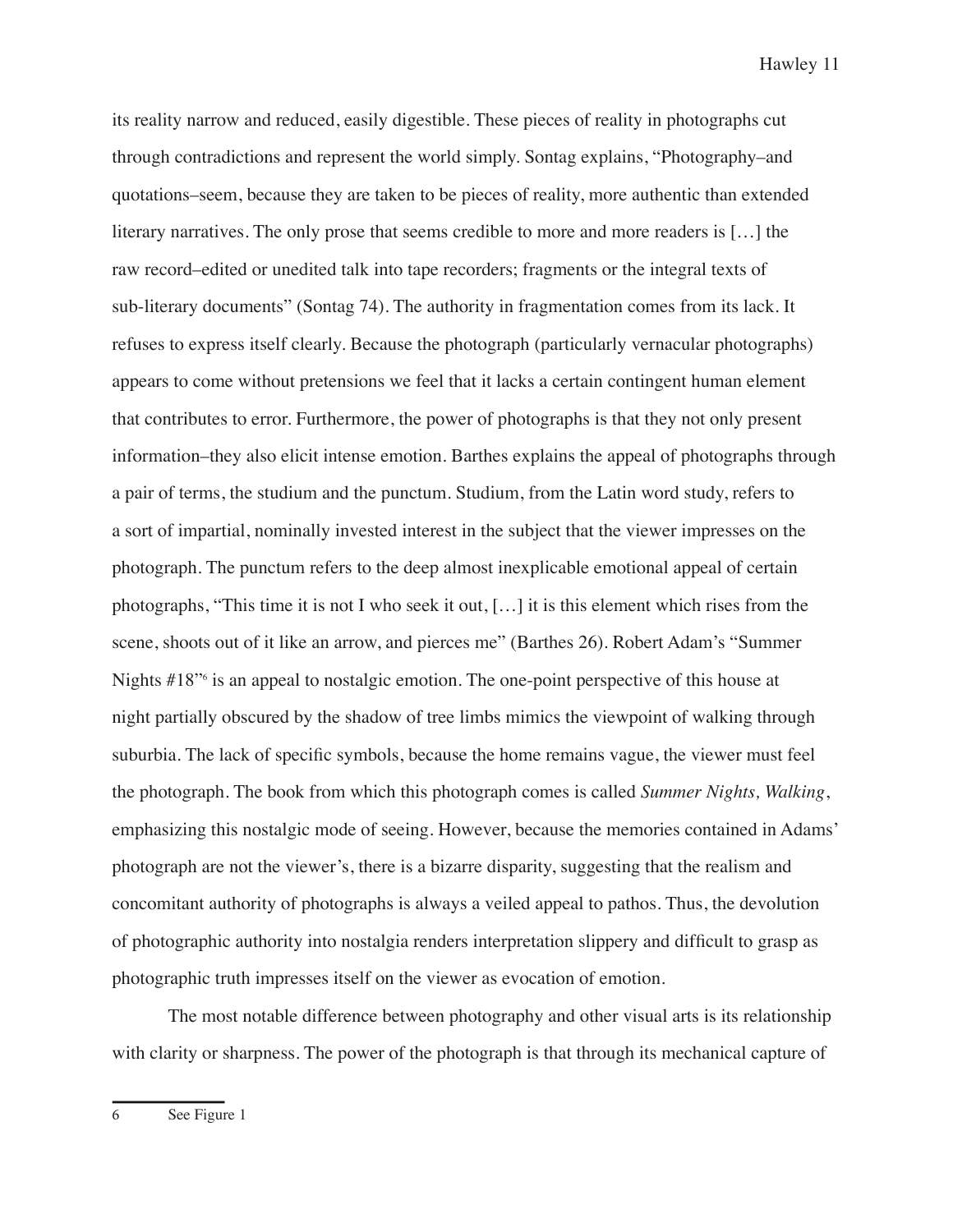its reality narrow and reduced, easily digestible. These pieces of reality in photographs cut through contradictions and represent the world simply. Sontag explains, "Photography–and quotations–seem, because they are taken to be pieces of reality, more authentic than extended literary narratives. The only prose that seems credible to more and more readers is […] the raw record–edited or unedited talk into tape recorders; fragments or the integral texts of sub-literary documents" (Sontag 74). The authority in fragmentation comes from its lack. It refuses to express itself clearly. Because the photograph (particularly vernacular photographs) appears to come without pretensions we feel that it lacks a certain contingent human element that contributes to error. Furthermore, the power of photographs is that they not only present information–they also elicit intense emotion. Barthes explains the appeal of photographs through a pair of terms, the studium and the punctum. Studium, from the Latin word study, refers to a sort of impartial, nominally invested interest in the subject that the viewer impresses on the photograph. The punctum refers to the deep almost inexplicable emotional appeal of certain photographs, "This time it is not I who seek it out, […] it is this element which rises from the scene, shoots out of it like an arrow, and pierces me" (Barthes 26). Robert Adam's "Summer Nights #18"[6] is an appeal to nostalgic emotion. The one-point perspective of this house at night partially obscured by the shadow of tree limbs mimics the viewpoint of walking through suburbia. The lack of specific symbols, because the home remains vague, the viewer must feel the photograph. The book from which this photograph comes is called *Summer Nights, Walking*, emphasizing this nostalgic mode of seeing. However, because the memories contained in Adams' photograph are not the viewer's, there is a bizarre disparity, suggesting that the realism and concomitant authority of photographs is always a veiled appeal to pathos. Thus, the devolution of photographic authority into nostalgia renders interpretation slippery and difficult to grasp as photographic truth impresses itself on the viewer as evocation of emotion.

The most notable difference between photography and other visual arts is its relationship with clarity or sharpness. The power of the photograph is that through its mechanical capture of

[6] See Figure 1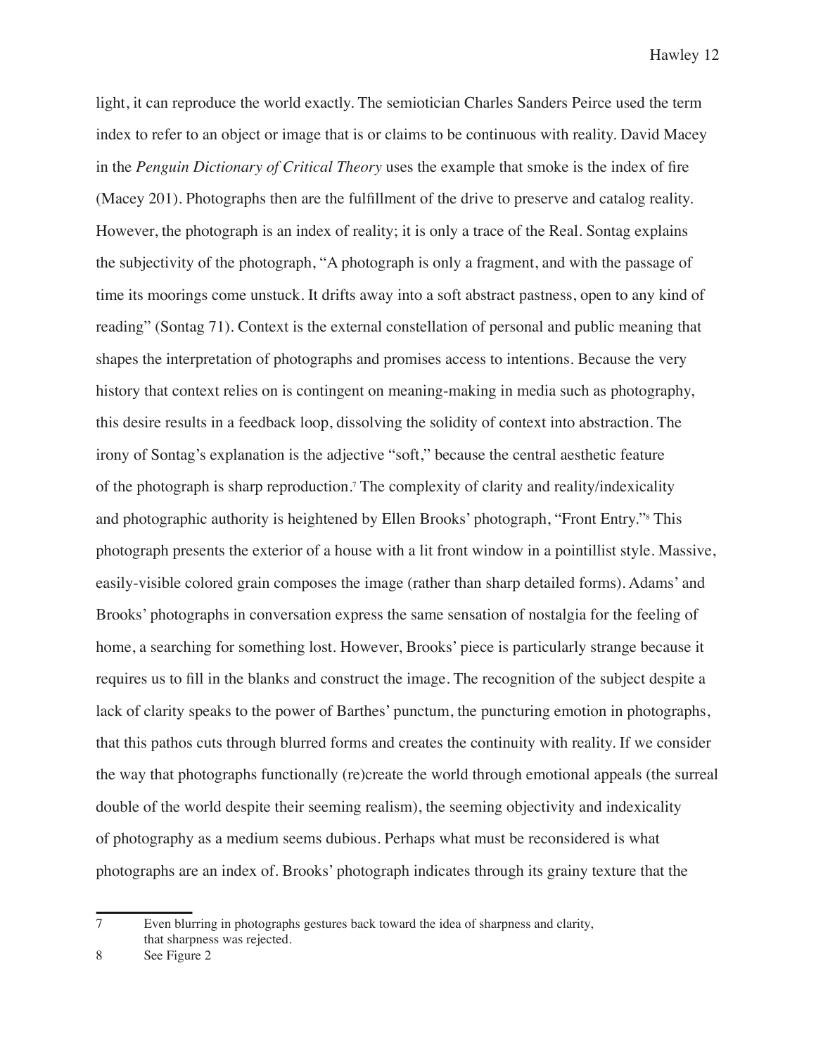light, it can reproduce the world exactly. The semiotician Charles Sanders Peirce used the term index to refer to an object or image that is or claims to be continuous with reality. David Macey in the *Penguin Dictionary of Critical Theory* uses the example that smoke is the index of fire (Macey 201). Photographs then are the fulfillment of the drive to preserve and catalog reality. However, the photograph is an index of reality; it is only a trace of the Real. Sontag explains the subjectivity of the photograph, "A photograph is only a fragment, and with the passage of time its moorings come unstuck. It drifts away into a soft abstract pastness, open to any kind of reading" (Sontag 71). Context is the external constellation of personal and public meaning that shapes the interpretation of photographs and promises access to intentions. Because the very history that context relies on is contingent on meaning-making in media such as photography, this desire results in a feedback loop, dissolving the solidity of context into abstraction. The irony of Sontag's explanation is the adjective "soft," because the central aesthetic feature of the photograph is sharp reproduction.[7] The complexity of clarity and reality/indexicality and photographic authority is heightened by Ellen Brooks' photograph, "Front Entry."[8] This photograph presents the exterior of a house with a lit front window in a pointillist style. Massive, easily-visible colored grain composes the image (rather than sharp detailed forms). Adams' and Brooks' photographs in conversation express the same sensation of nostalgia for the feeling of home, a searching for something lost. However, Brooks' piece is particularly strange because it requires us to fill in the blanks and construct the image. The recognition of the subject despite a lack of clarity speaks to the power of Barthes' punctum, the puncturing emotion in photographs, that this pathos cuts through blurred forms and creates the continuity with reality. If we consider the way that photographs functionally (re)create the world through emotional appeals (the surreal double of the world despite their seeming realism), the seeming objectivity and indexicality of photography as a medium seems dubious. Perhaps what must be reconsidered is what photographs are an index of. Brooks' photograph indicates through its grainy texture that the

---

7 Even blurring in photographs gestures back toward the idea of sharpness and clarity, that sharpness was rejected.

8 See Figure 2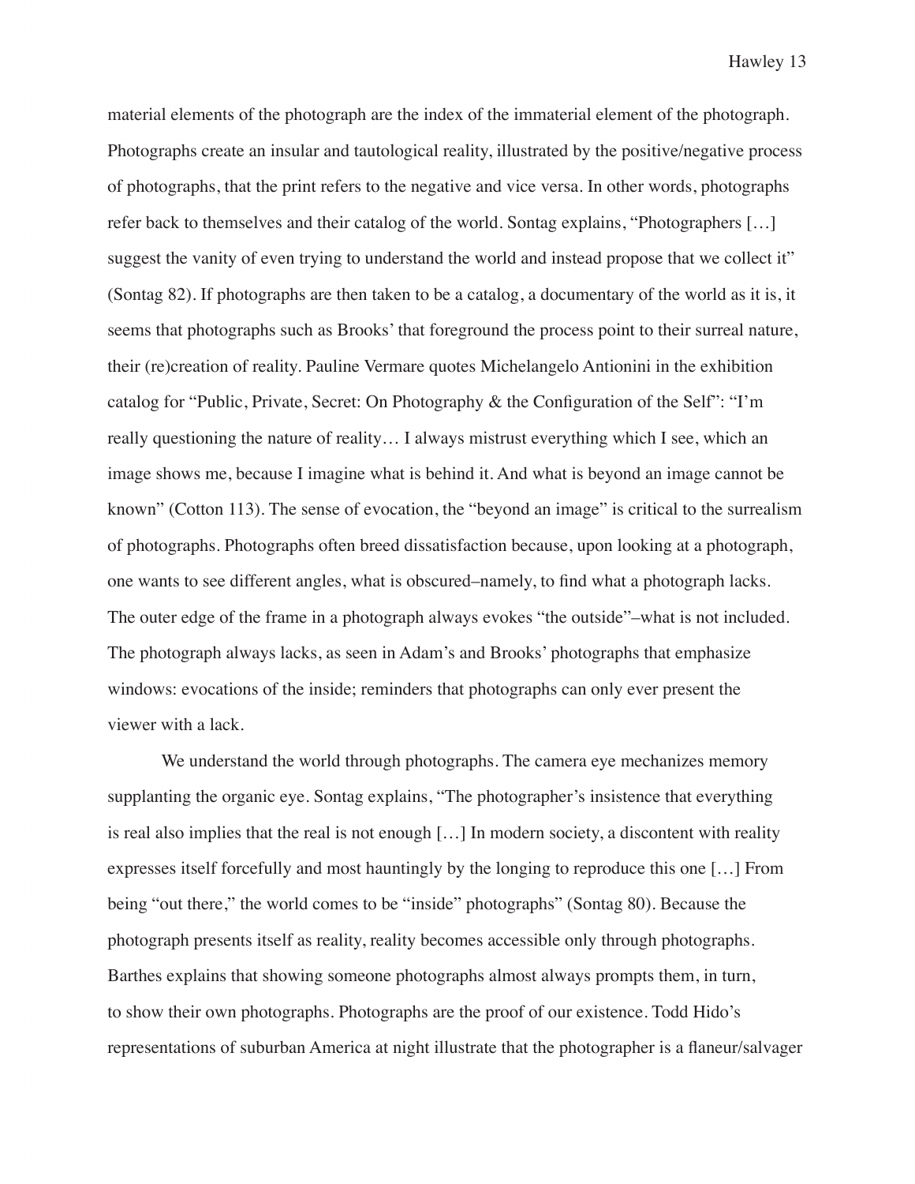material elements of the photograph are the index of the immaterial element of the photograph. Photographs create an insular and tautological reality, illustrated by the positive/negative process of photographs, that the print refers to the negative and vice versa. In other words, photographs refer back to themselves and their catalog of the world. Sontag explains, "Photographers […] suggest the vanity of even trying to understand the world and instead propose that we collect it" (Sontag 82). If photographs are then taken to be a catalog, a documentary of the world as it is, it seems that photographs such as Brooks' that foreground the process point to their surreal nature, their (re)creation of reality. Pauline Vermare quotes Michelangelo Antionini in the exhibition catalog for "Public, Private, Secret: On Photography & the Configuration of the Self": "I'm really questioning the nature of reality… I always mistrust everything which I see, which an image shows me, because I imagine what is behind it. And what is beyond an image cannot be known" (Cotton 113). The sense of evocation, the "beyond an image" is critical to the surrealism of photographs. Photographs often breed dissatisfaction because, upon looking at a photograph, one wants to see different angles, what is obscured–namely, to find what a photograph lacks. The outer edge of the frame in a photograph always evokes "the outside"–what is not included. The photograph always lacks, as seen in Adam's and Brooks' photographs that emphasize windows: evocations of the inside; reminders that photographs can only ever present the viewer with a lack.

We understand the world through photographs. The camera eye mechanizes memory supplanting the organic eye. Sontag explains, "The photographer's insistence that everything is real also implies that the real is not enough […] In modern society, a discontent with reality expresses itself forcefully and most hauntingly by the longing to reproduce this one […] From being "out there," the world comes to be "inside" photographs" (Sontag 80). Because the photograph presents itself as reality, reality becomes accessible only through photographs. Barthes explains that showing someone photographs almost always prompts them, in turn, to show their own photographs. Photographs are the proof of our existence. Todd Hido's representations of suburban America at night illustrate that the photographer is a flaneur/salvager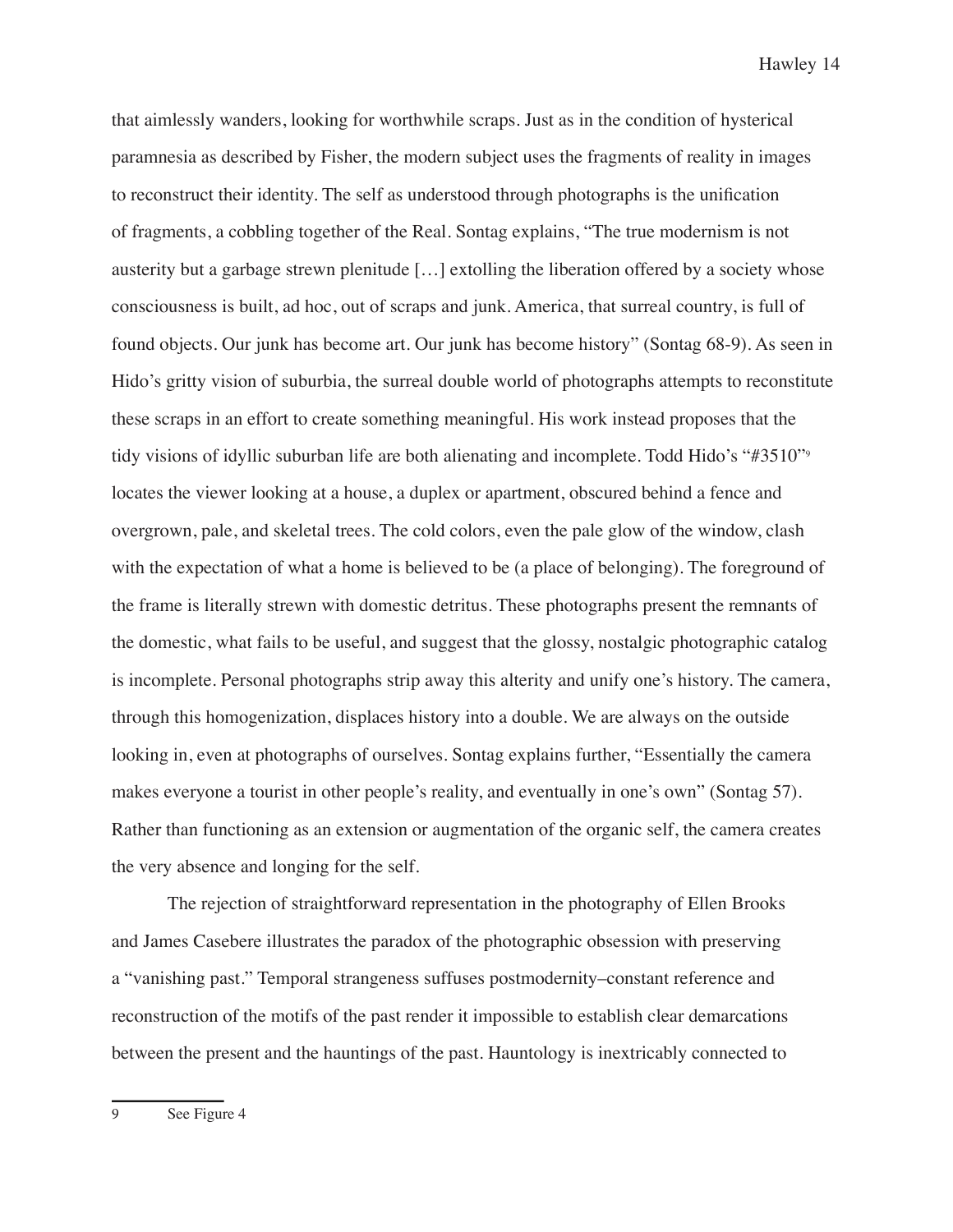that aimlessly wanders, looking for worthwhile scraps. Just as in the condition of hysterical paramnesia as described by Fisher, the modern subject uses the fragments of reality in images to reconstruct their identity. The self as understood through photographs is the unification of fragments, a cobbling together of the Real. Sontag explains, "The true modernism is not austerity but a garbage strewn plenitude […] extolling the liberation offered by a society whose consciousness is built, ad hoc, out of scraps and junk. America, that surreal country, is full of found objects. Our junk has become art. Our junk has become history" (Sontag 68-9). As seen in Hido's gritty vision of suburbia, the surreal double world of photographs attempts to reconstitute these scraps in an effort to create something meaningful. His work instead proposes that the tidy visions of idyllic suburban life are both alienating and incomplete. Todd Hido's "#3510"[9] locates the viewer looking at a house, a duplex or apartment, obscured behind a fence and overgrown, pale, and skeletal trees. The cold colors, even the pale glow of the window, clash with the expectation of what a home is believed to be (a place of belonging). The foreground of the frame is literally strewn with domestic detritus. These photographs present the remnants of the domestic, what fails to be useful, and suggest that the glossy, nostalgic photographic catalog is incomplete. Personal photographs strip away this alterity and unify one's history. The camera, through this homogenization, displaces history into a double. We are always on the outside looking in, even at photographs of ourselves. Sontag explains further, "Essentially the camera makes everyone a tourist in other people's reality, and eventually in one's own" (Sontag 57). Rather than functioning as an extension or augmentation of the organic self, the camera creates the very absence and longing for the self.

The rejection of straightforward representation in the photography of Ellen Brooks and James Casebere illustrates the paradox of the photographic obsession with preserving a "vanishing past." Temporal strangeness suffuses postmodernity–constant reference and reconstruction of the motifs of the past render it impossible to establish clear demarcations between the present and the hauntings of the past. Hauntology is inextricably connected to

---

9 See Figure 4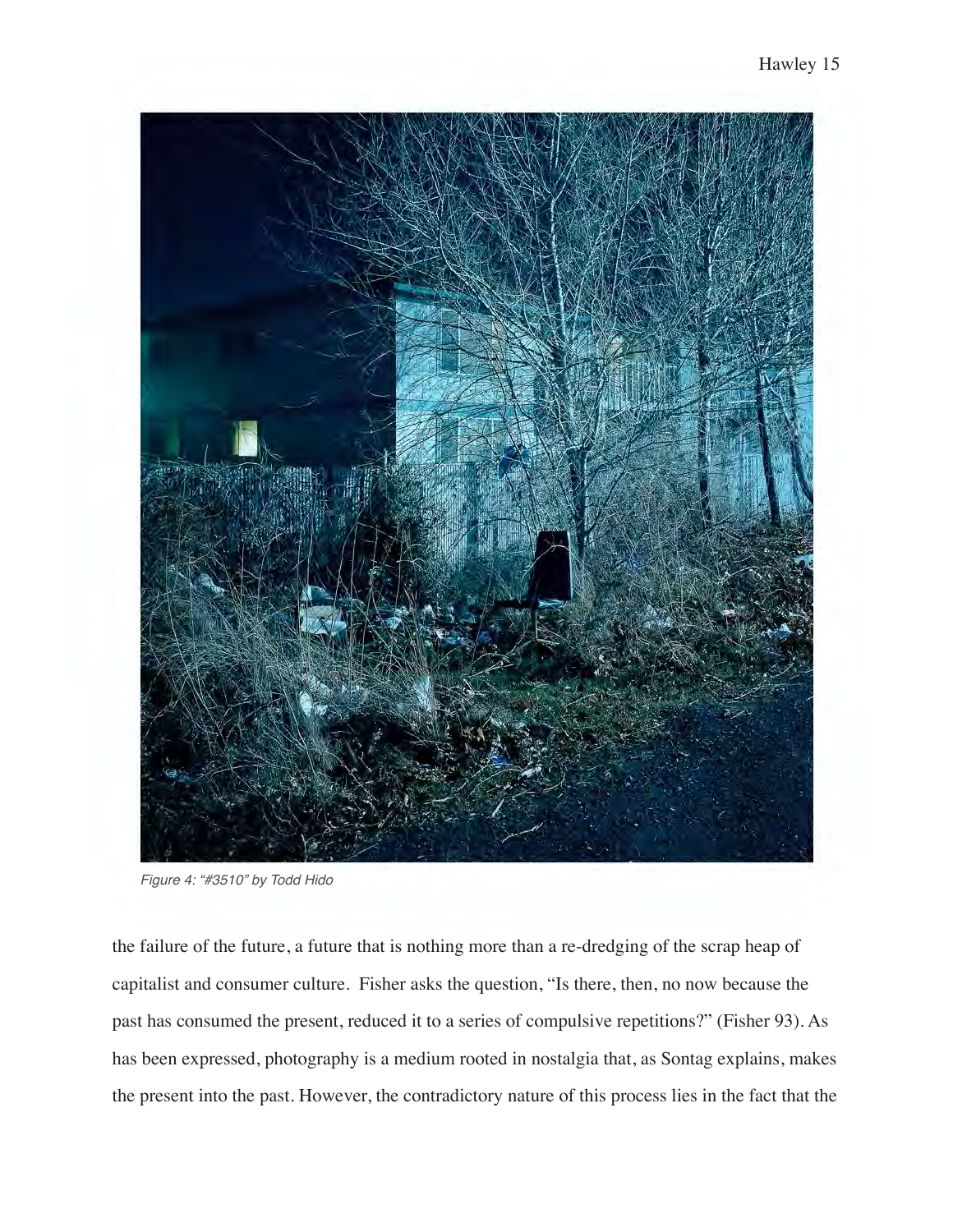*Figure 4: "#3510" by Todd Hido*

the failure of the future, a future that is nothing more than a re-dredging of the scrap heap of capitalist and consumer culture. Fisher asks the question, "Is there, then, no now because the past has consumed the present, reduced it to a series of compulsive repetitions?" (Fisher 93). As has been expressed, photography is a medium rooted in nostalgia that, as Sontag explains, makes the present into the past. However, the contradictory nature of this process lies in the fact that the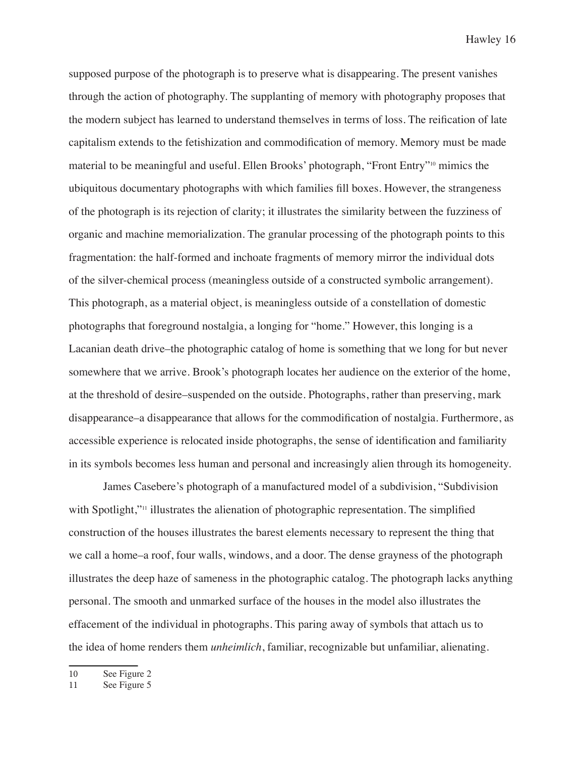supposed purpose of the photograph is to preserve what is disappearing. The present vanishes through the action of photography. The supplanting of memory with photography proposes that the modern subject has learned to understand themselves in terms of loss. The reification of late capitalism extends to the fetishization and commodification of memory. Memory must be made material to be meaningful and useful. Ellen Brooks' photograph, "Front Entry"[10] mimics the ubiquitous documentary photographs with which families fill boxes. However, the strangeness of the photograph is its rejection of clarity; it illustrates the similarity between the fuzziness of organic and machine memorialization. The granular processing of the photograph points to this fragmentation: the half-formed and inchoate fragments of memory mirror the individual dots of the silver-chemical process (meaningless outside of a constructed symbolic arrangement). This photograph, as a material object, is meaningless outside of a constellation of domestic photographs that foreground nostalgia, a longing for "home." However, this longing is a Lacanian death drive–the photographic catalog of home is something that we long for but never somewhere that we arrive. Brook's photograph locates her audience on the exterior of the home, at the threshold of desire–suspended on the outside. Photographs, rather than preserving, mark disappearance–a disappearance that allows for the commodification of nostalgia. Furthermore, as accessible experience is relocated inside photographs, the sense of identification and familiarity in its symbols becomes less human and personal and increasingly alien through its homogeneity.

James Casebere's photograph of a manufactured model of a subdivision, "Subdivision with Spotlight,"[11] illustrates the alienation of photographic representation. The simplified construction of the houses illustrates the barest elements necessary to represent the thing that we call a home–a roof, four walls, windows, and a door. The dense grayness of the photograph illustrates the deep haze of sameness in the photographic catalog. The photograph lacks anything personal. The smooth and unmarked surface of the houses in the model also illustrates the effacement of the individual in photographs. This paring away of symbols that attach us to the idea of home renders them *unheimlich*, familiar, recognizable but unfamiliar, alienating.

---

10 See Figure 2

11 See Figure 5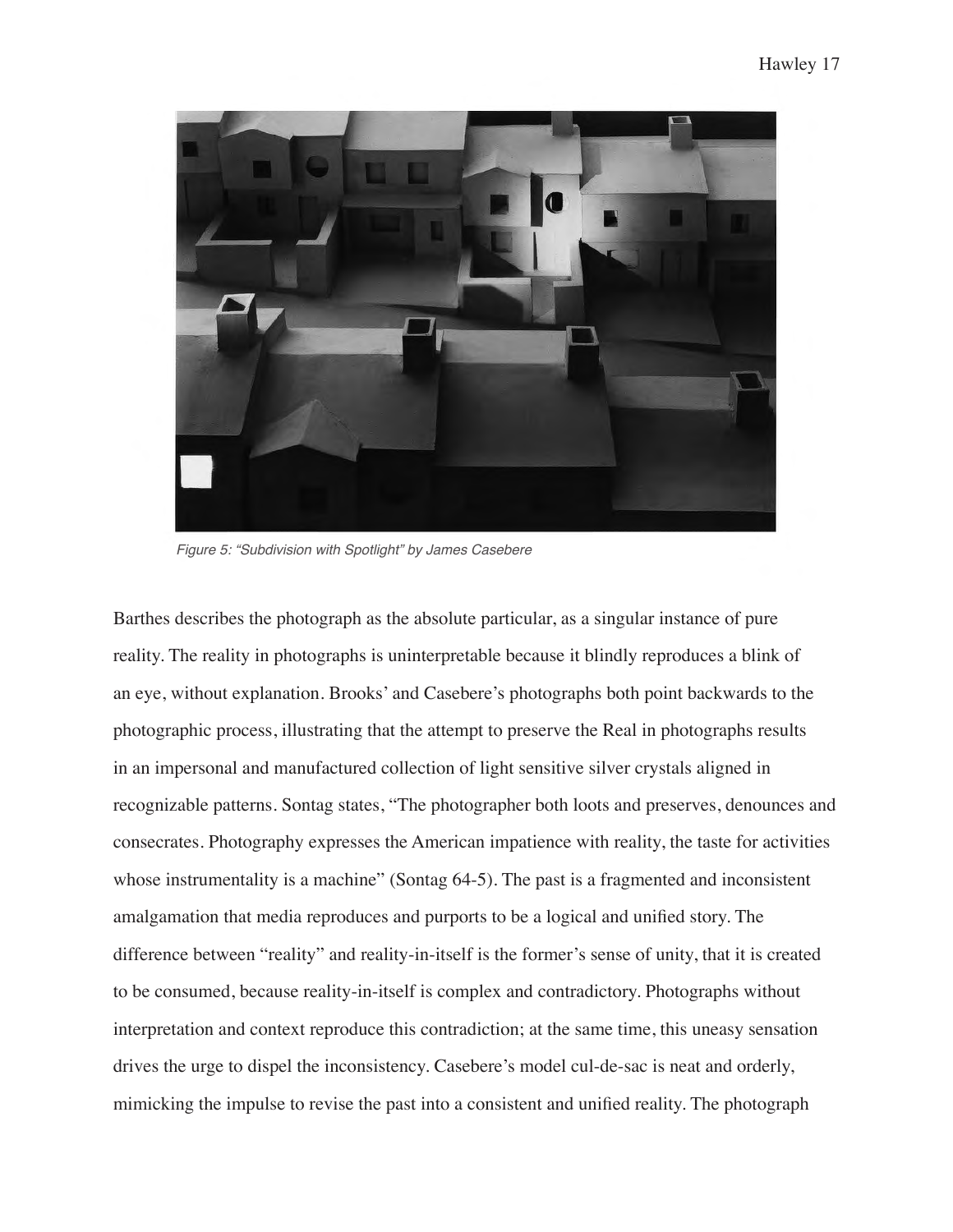*Figure 5: "Subdivision with Spotlight" by James Casebere*

Barthes describes the photograph as the absolute particular, as a singular instance of pure reality. The reality in photographs is uninterpretable because it blindly reproduces a blink of an eye, without explanation. Brooks' and Casebere's photographs both point backwards to the photographic process, illustrating that the attempt to preserve the Real in photographs results in an impersonal and manufactured collection of light sensitive silver crystals aligned in recognizable patterns. Sontag states, "The photographer both loots and preserves, denounces and consecrates. Photography expresses the American impatience with reality, the taste for activities whose instrumentality is a machine" (Sontag 64-5). The past is a fragmented and inconsistent amalgamation that media reproduces and purports to be a logical and unified story. The difference between "reality" and reality-in-itself is the former's sense of unity, that it is created to be consumed, because reality-in-itself is complex and contradictory. Photographs without interpretation and context reproduce this contradiction; at the same time, this uneasy sensation drives the urge to dispel the inconsistency. Casebere's model cul-de-sac is neat and orderly, mimicking the impulse to revise the past into a consistent and unified reality. The photograph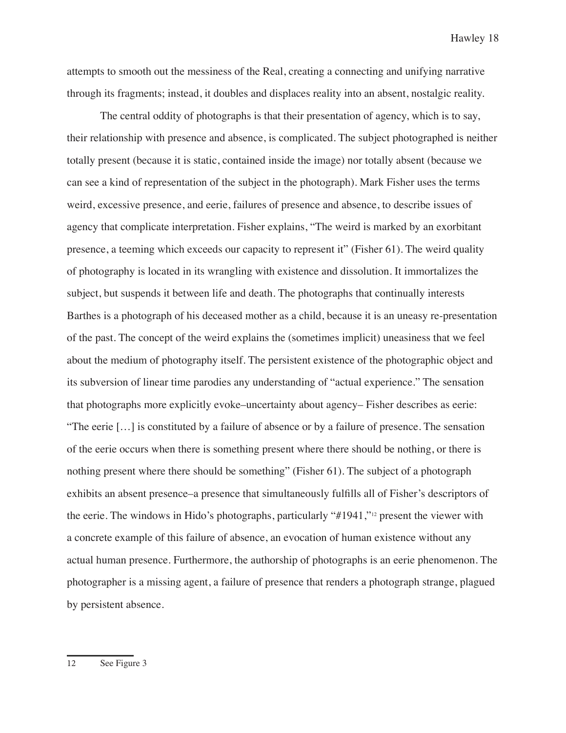attempts to smooth out the messiness of the Real, creating a connecting and unifying narrative through its fragments; instead, it doubles and displaces reality into an absent, nostalgic reality.

The central oddity of photographs is that their presentation of agency, which is to say, their relationship with presence and absence, is complicated. The subject photographed is neither totally present (because it is static, contained inside the image) nor totally absent (because we can see a kind of representation of the subject in the photograph). Mark Fisher uses the terms weird, excessive presence, and eerie, failures of presence and absence, to describe issues of agency that complicate interpretation. Fisher explains, "The weird is marked by an exorbitant presence, a teeming which exceeds our capacity to represent it" (Fisher 61). The weird quality of photography is located in its wrangling with existence and dissolution. It immortalizes the subject, but suspends it between life and death. The photographs that continually interests Barthes is a photograph of his deceased mother as a child, because it is an uneasy re-presentation of the past. The concept of the weird explains the (sometimes implicit) uneasiness that we feel about the medium of photography itself. The persistent existence of the photographic object and its subversion of linear time parodies any understanding of "actual experience." The sensation that photographs more explicitly evoke–uncertainty about agency– Fisher describes as eerie: "The eerie […] is constituted by a failure of absence or by a failure of presence. The sensation of the eerie occurs when there is something present where there should be nothing, or there is nothing present where there should be something" (Fisher 61). The subject of a photograph exhibits an absent presence–a presence that simultaneously fulfills all of Fisher's descriptors of the eerie. The windows in Hido's photographs, particularly "#1941,"[12] present the viewer with a concrete example of this failure of absence, an evocation of human existence without any actual human presence. Furthermore, the authorship of photographs is an eerie phenomenon. The photographer is a missing agent, a failure of presence that renders a photograph strange, plagued by persistent absence.

---

12 See Figure 3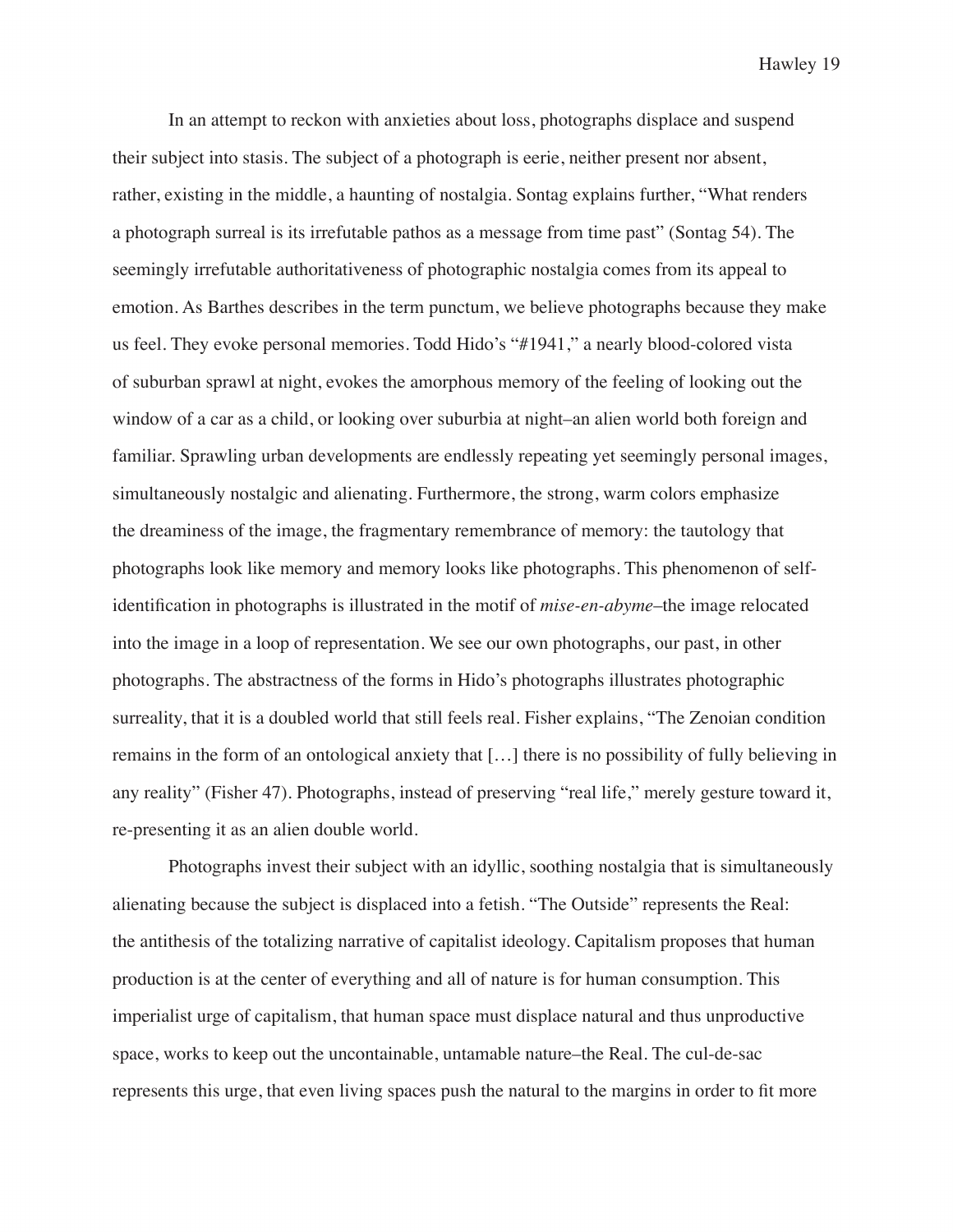In an attempt to reckon with anxieties about loss, photographs displace and suspend their subject into stasis. The subject of a photograph is eerie, neither present nor absent, rather, existing in the middle, a haunting of nostalgia. Sontag explains further, "What renders a photograph surreal is its irrefutable pathos as a message from time past" (Sontag 54). The seemingly irrefutable authoritativeness of photographic nostalgia comes from its appeal to emotion. As Barthes describes in the term punctum, we believe photographs because they make us feel. They evoke personal memories. Todd Hido's "#1941," a nearly blood-colored vista of suburban sprawl at night, evokes the amorphous memory of the feeling of looking out the window of a car as a child, or looking over suburbia at night–an alien world both foreign and familiar. Sprawling urban developments are endlessly repeating yet seemingly personal images, simultaneously nostalgic and alienating. Furthermore, the strong, warm colors emphasize the dreaminess of the image, the fragmentary remembrance of memory: the tautology that photographs look like memory and memory looks like photographs. This phenomenon of self-identification in photographs is illustrated in the motif of *mise-en-abyme*–the image relocated into the image in a loop of representation. We see our own photographs, our past, in other photographs. The abstractness of the forms in Hido's photographs illustrates photographic surreality, that it is a doubled world that still feels real. Fisher explains, "The Zenoian condition remains in the form of an ontological anxiety that […] there is no possibility of fully believing in any reality" (Fisher 47). Photographs, instead of preserving "real life," merely gesture toward it, re-presenting it as an alien double world.

Photographs invest their subject with an idyllic, soothing nostalgia that is simultaneously alienating because the subject is displaced into a fetish. "The Outside" represents the Real: the antithesis of the totalizing narrative of capitalist ideology. Capitalism proposes that human production is at the center of everything and all of nature is for human consumption. This imperialist urge of capitalism, that human space must displace natural and thus unproductive space, works to keep out the uncontainable, untamable nature–the Real. The cul-de-sac represents this urge, that even living spaces push the natural to the margins in order to fit more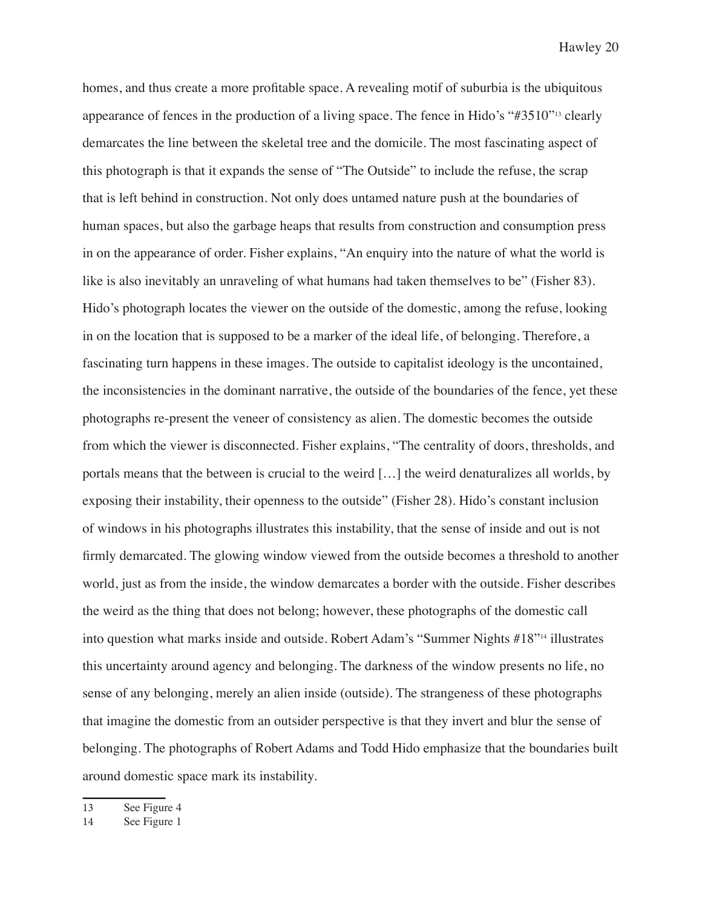homes, and thus create a more profitable space. A revealing motif of suburbia is the ubiquitous appearance of fences in the production of a living space. The fence in Hido's "#3510"[13] clearly demarcates the line between the skeletal tree and the domicile. The most fascinating aspect of this photograph is that it expands the sense of "The Outside" to include the refuse, the scrap that is left behind in construction. Not only does untamed nature push at the boundaries of human spaces, but also the garbage heaps that results from construction and consumption press in on the appearance of order. Fisher explains, "An enquiry into the nature of what the world is like is also inevitably an unraveling of what humans had taken themselves to be" (Fisher 83). Hido's photograph locates the viewer on the outside of the domestic, among the refuse, looking in on the location that is supposed to be a marker of the ideal life, of belonging. Therefore, a fascinating turn happens in these images. The outside to capitalist ideology is the uncontained, the inconsistencies in the dominant narrative, the outside of the boundaries of the fence, yet these photographs re-present the veneer of consistency as alien. The domestic becomes the outside from which the viewer is disconnected. Fisher explains, "The centrality of doors, thresholds, and portals means that the between is crucial to the weird [...] the weird denaturalizes all worlds, by exposing their instability, their openness to the outside" (Fisher 28). Hido's constant inclusion of windows in his photographs illustrates this instability, that the sense of inside and out is not firmly demarcated. The glowing window viewed from the outside becomes a threshold to another world, just as from the inside, the window demarcates a border with the outside. Fisher describes the weird as the thing that does not belong; however, these photographs of the domestic call into question what marks inside and outside. Robert Adam's "Summer Nights #18"[14] illustrates this uncertainty around agency and belonging. The darkness of the window presents no life, no sense of any belonging, merely an alien inside (outside). The strangeness of these photographs that imagine the domestic from an outsider perspective is that they invert and blur the sense of belonging. The photographs of Robert Adams and Todd Hido emphasize that the boundaries built around domestic space mark its instability.

13 See Figure 4

14 See Figure 1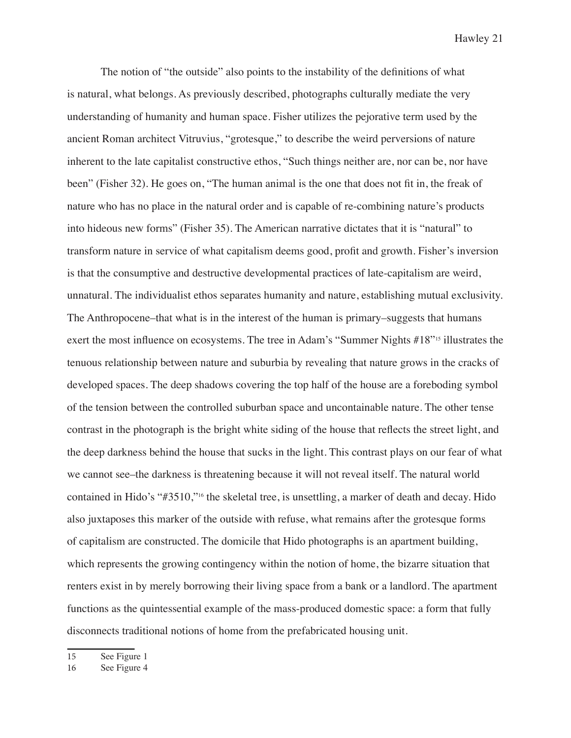The notion of "the outside" also points to the instability of the definitions of what is natural, what belongs. As previously described, photographs culturally mediate the very understanding of humanity and human space. Fisher utilizes the pejorative term used by the ancient Roman architect Vitruvius, "grotesque," to describe the weird perversions of nature inherent to the late capitalist constructive ethos, "Such things neither are, nor can be, nor have been" (Fisher 32). He goes on, "The human animal is the one that does not fit in, the freak of nature who has no place in the natural order and is capable of re-combining nature's products into hideous new forms" (Fisher 35). The American narrative dictates that it is "natural" to transform nature in service of what capitalism deems good, profit and growth. Fisher's inversion is that the consumptive and destructive developmental practices of late-capitalism are weird, unnatural. The individualist ethos separates humanity and nature, establishing mutual exclusivity. The Anthropocene–that what is in the interest of the human is primary–suggests that humans exert the most influence on ecosystems. The tree in Adam's "Summer Nights #18"[15] illustrates the tenuous relationship between nature and suburbia by revealing that nature grows in the cracks of developed spaces. The deep shadows covering the top half of the house are a foreboding symbol of the tension between the controlled suburban space and uncontainable nature. The other tense contrast in the photograph is the bright white siding of the house that reflects the street light, and the deep darkness behind the house that sucks in the light. This contrast plays on our fear of what we cannot see–the darkness is threatening because it will not reveal itself. The natural world contained in Hido's "#3510,"[16] the skeletal tree, is unsettling, a marker of death and decay. Hido also juxtaposes this marker of the outside with refuse, what remains after the grotesque forms of capitalism are constructed. The domicile that Hido photographs is an apartment building, which represents the growing contingency within the notion of home, the bizarre situation that renters exist in by merely borrowing their living space from a bank or a landlord. The apartment functions as the quintessential example of the mass-produced domestic space: a form that fully disconnects traditional notions of home from the prefabricated housing unit.

---

15 See Figure 1

16 See Figure 4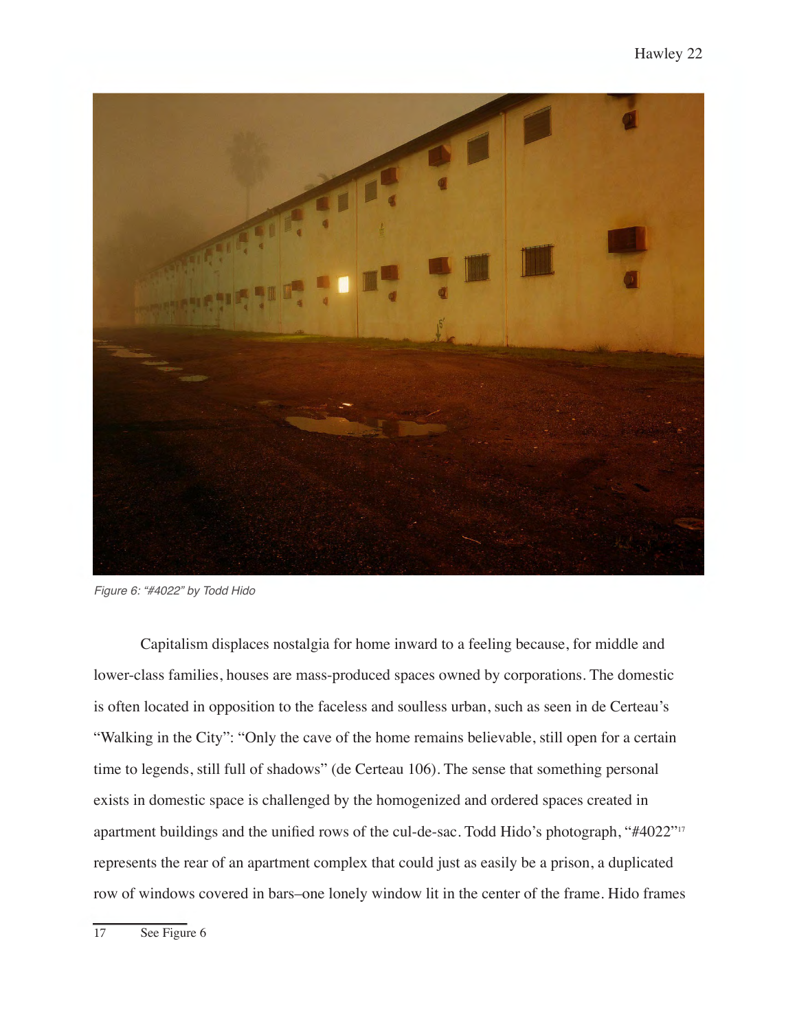*Figure 6: "#4022" by Todd Hido*

Capitalism displaces nostalgia for home inward to a feeling because, for middle and lower-class families, houses are mass-produced spaces owned by corporations. The domestic is often located in opposition to the faceless and soulless urban, such as seen in de Certeau's "Walking in the City": "Only the cave of the home remains believable, still open for a certain time to legends, still full of shadows" (de Certeau 106). The sense that something personal exists in domestic space is challenged by the homogenized and ordered spaces created in apartment buildings and the unified rows of the cul-de-sac. Todd Hido's photograph, "#4022"[17] represents the rear of an apartment complex that could just as easily be a prison, a duplicated row of windows covered in bars–one lonely window lit in the center of the frame. Hido frames

17 See Figure 6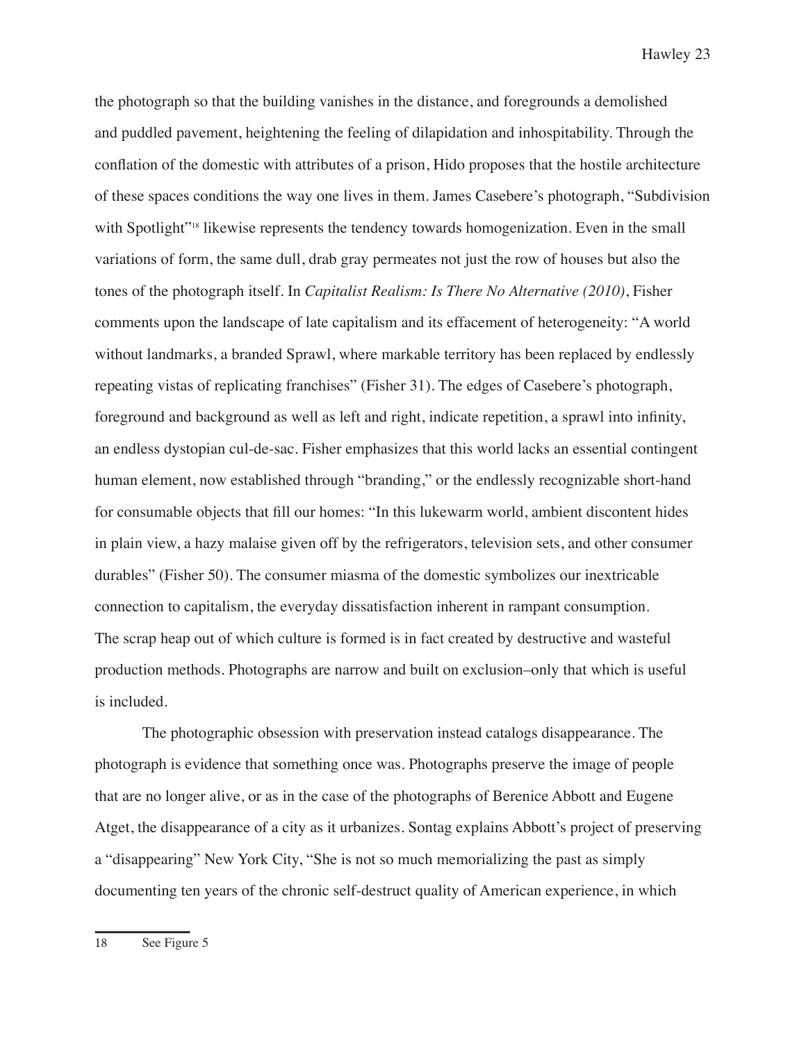the photograph so that the building vanishes in the distance, and foregrounds a demolished and puddled pavement, heightening the feeling of dilapidation and inhospitability. Through the conflation of the domestic with attributes of a prison, Hido proposes that the hostile architecture of these spaces conditions the way one lives in them. James Casebere's photograph, "Subdivision with Spotlight"[18] likewise represents the tendency towards homogenization. Even in the small variations of form, the same dull, drab gray permeates not just the row of houses but also the tones of the photograph itself. In *Capitalist Realism: Is There No Alternative (2010)*, Fisher comments upon the landscape of late capitalism and its effacement of heterogeneity: "A world without landmarks, a branded Sprawl, where markable territory has been replaced by endlessly repeating vistas of replicating franchises" (Fisher 31). The edges of Casebere's photograph, foreground and background as well as left and right, indicate repetition, a sprawl into infinity, an endless dystopian cul-de-sac. Fisher emphasizes that this world lacks an essential contingent human element, now established through "branding," or the endlessly recognizable short-hand for consumable objects that fill our homes: "In this lukewarm world, ambient discontent hides in plain view, a hazy malaise given off by the refrigerators, television sets, and other consumer durables" (Fisher 50). The consumer miasma of the domestic symbolizes our inextricable connection to capitalism, the everyday dissatisfaction inherent in rampant consumption. The scrap heap out of which culture is formed is in fact created by destructive and wasteful production methods. Photographs are narrow and built on exclusion–only that which is useful is included.

The photographic obsession with preservation instead catalogs disappearance. The photograph is evidence that something once was. Photographs preserve the image of people that are no longer alive, or as in the case of the photographs of Berenice Abbott and Eugene Atget, the disappearance of a city as it urbanizes. Sontag explains Abbott's project of preserving a "disappearing" New York City, "She is not so much memorializing the past as simply documenting ten years of the chronic self-destruct quality of American experience, in which

18 See Figure 5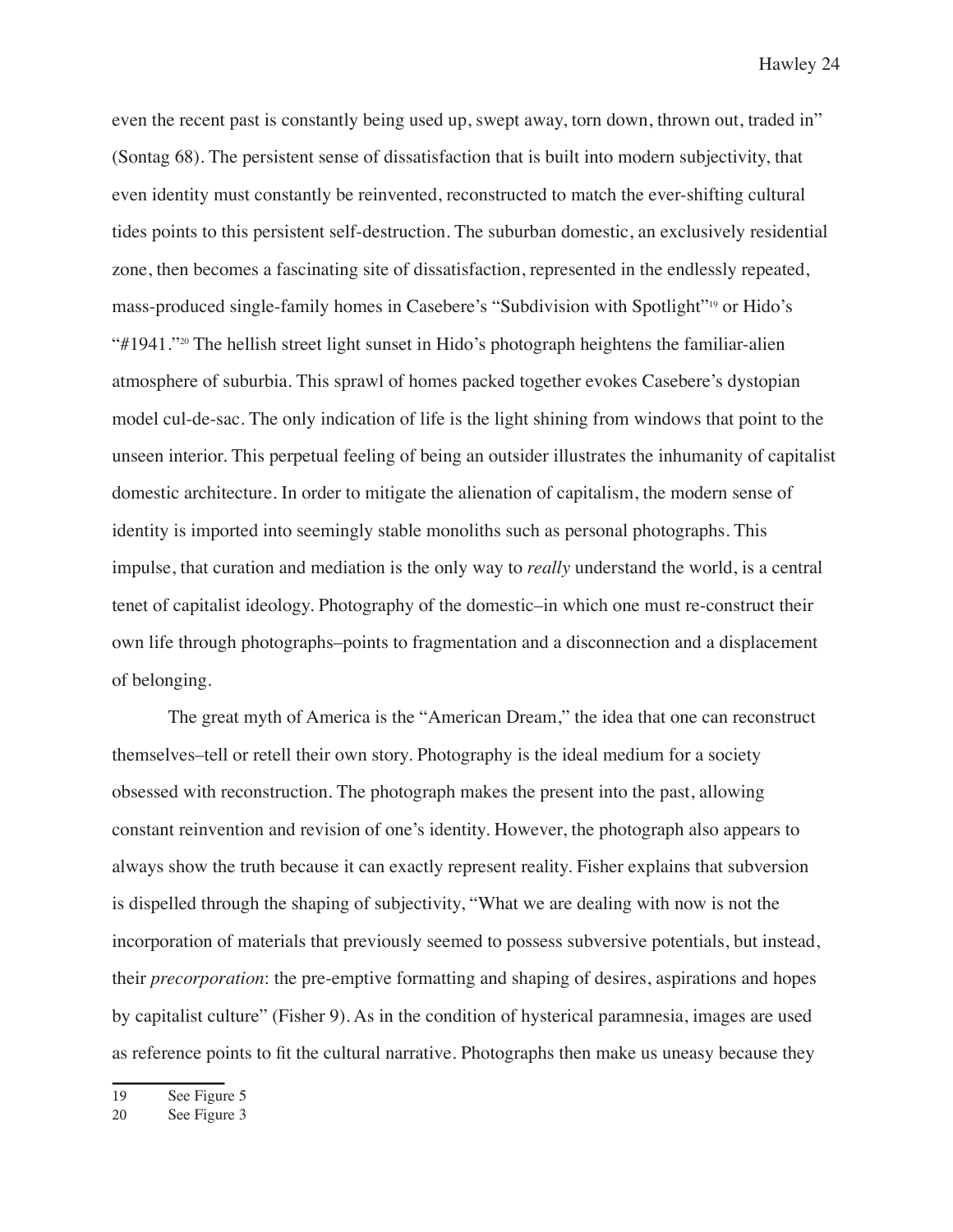even the recent past is constantly being used up, swept away, torn down, thrown out, traded in" (Sontag 68). The persistent sense of dissatisfaction that is built into modern subjectivity, that even identity must constantly be reinvented, reconstructed to match the ever-shifting cultural tides points to this persistent self-destruction. The suburban domestic, an exclusively residential zone, then becomes a fascinating site of dissatisfaction, represented in the endlessly repeated, mass-produced single-family homes in Casebere's "Subdivision with Spotlight"[19] or Hido's "#1941."[20] The hellish street light sunset in Hido's photograph heightens the familiar-alien atmosphere of suburbia. This sprawl of homes packed together evokes Casebere's dystopian model cul-de-sac. The only indication of life is the light shining from windows that point to the unseen interior. This perpetual feeling of being an outsider illustrates the inhumanity of capitalist domestic architecture. In order to mitigate the alienation of capitalism, the modern sense of identity is imported into seemingly stable monoliths such as personal photographs. This impulse, that curation and mediation is the only way to *really* understand the world, is a central tenet of capitalist ideology. Photography of the domestic–in which one must re-construct their own life through photographs–points to fragmentation and a disconnection and a displacement of belonging.

The great myth of America is the "American Dream," the idea that one can reconstruct themselves–tell or retell their own story. Photography is the ideal medium for a society obsessed with reconstruction. The photograph makes the present into the past, allowing constant reinvention and revision of one's identity. However, the photograph also appears to always show the truth because it can exactly represent reality. Fisher explains that subversion is dispelled through the shaping of subjectivity, "What we are dealing with now is not the incorporation of materials that previously seemed to possess subversive potentials, but instead, their *precorporation*: the pre-emptive formatting and shaping of desires, aspirations and hopes by capitalist culture" (Fisher 9). As in the condition of hysterical paramnesia, images are used as reference points to fit the cultural narrative. Photographs then make us uneasy because they

---

19 See Figure 5

20 See Figure 3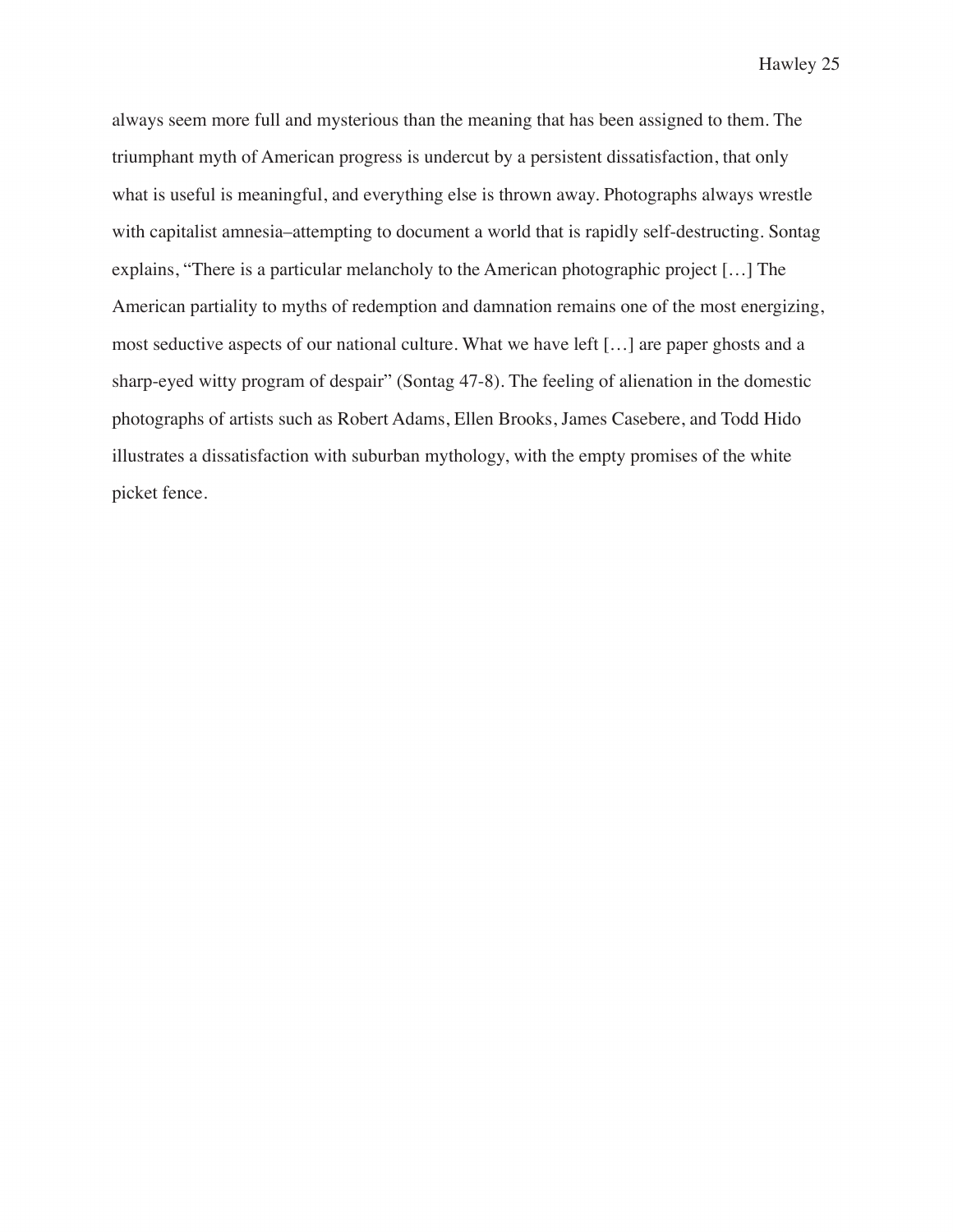always seem more full and mysterious than the meaning that has been assigned to them. The triumphant myth of American progress is undercut by a persistent dissatisfaction, that only what is useful is meaningful, and everything else is thrown away. Photographs always wrestle with capitalist amnesia–attempting to document a world that is rapidly self-destructing. Sontag explains, "There is a particular melancholy to the American photographic project […] The American partiality to myths of redemption and damnation remains one of the most energizing, most seductive aspects of our national culture. What we have left […] are paper ghosts and a sharp-eyed witty program of despair" (Sontag 47-8). The feeling of alienation in the domestic photographs of artists such as Robert Adams, Ellen Brooks, James Casebere, and Todd Hido illustrates a dissatisfaction with suburban mythology, with the empty promises of the white picket fence.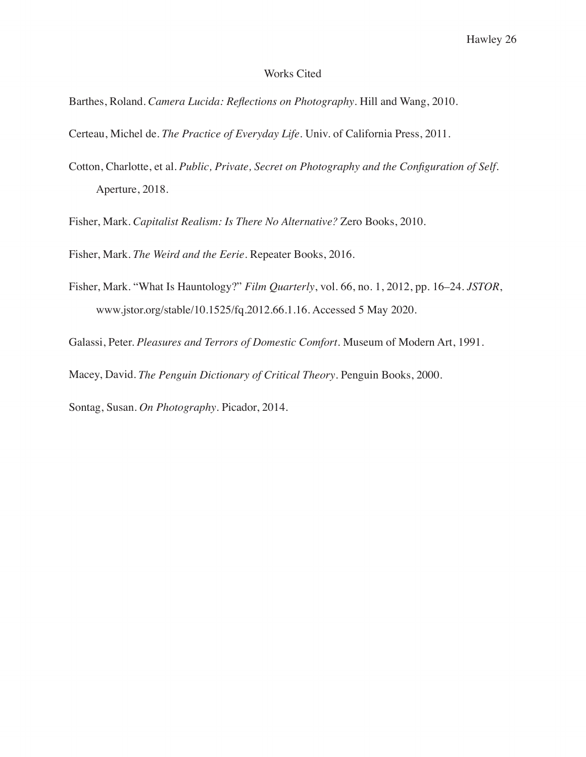# Works Cited

Barthes, Roland. *Camera Lucida: Reflections on Photography*. Hill and Wang, 2010.

Certeau, Michel de. *The Practice of Everyday Life*. Univ. of California Press, 2011.

Cotton, Charlotte, et al. *Public, Private, Secret on Photography and the Configuration of Self*. Aperture, 2018.

Fisher, Mark. *Capitalist Realism: Is There No Alternative?* Zero Books, 2010.

Fisher, Mark. *The Weird and the Eerie*. Repeater Books, 2016.

Fisher, Mark. "What Is Hauntology?" *Film Quarterly*, vol. 66, no. 1, 2012, pp. 16–24. *JSTOR*, www.jstor.org/stable/10.1525/fq.2012.66.1.16. Accessed 5 May 2020.

Galassi, Peter. *Pleasures and Terrors of Domestic Comfort*. Museum of Modern Art, 1991.

Macey, David. *The Penguin Dictionary of Critical Theory*. Penguin Books, 2000.

Sontag, Susan. *On Photography*. Picador, 2014.